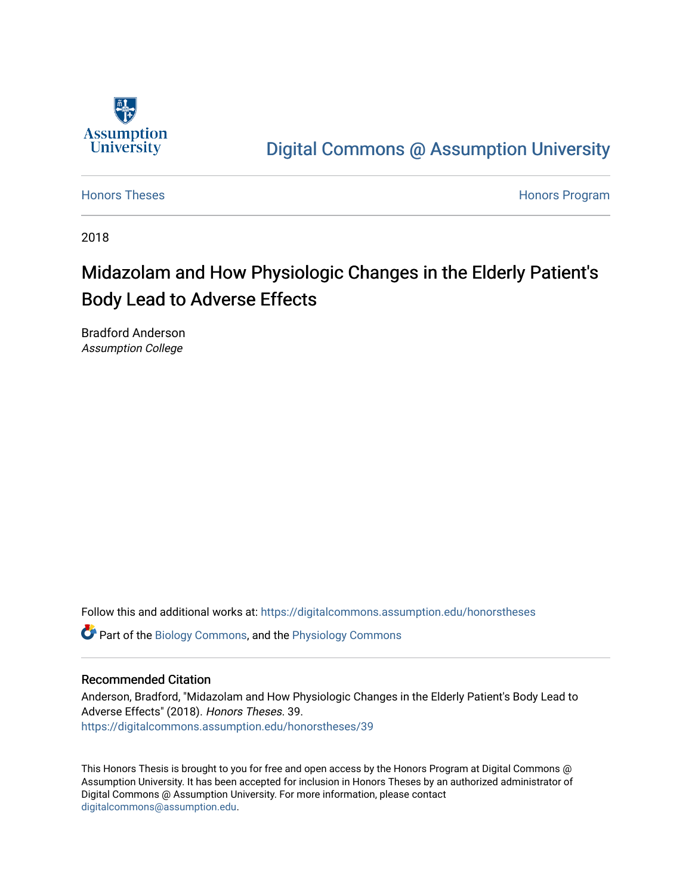Assumption University

# Digital Commons @ Assumption University

Honors Theses

Honors Program

2018

## Midazolam and How Physiologic Changes in the Elderly Patient's Body Lead to Adverse Effects

Bradford Anderson
*Assumption College*

Follow this and additional works at: https://digitalcommons.assumption.edu/honorstheses

Part of the Biology Commons, and the Physiology Commons

### Recommended Citation

Anderson, Bradford, "Midazolam and How Physiologic Changes in the Elderly Patient's Body Lead to Adverse Effects" (2018). *Honors Theses*. 39.
https://digitalcommons.assumption.edu/honorstheses/39

This Honors Thesis is brought to you for free and open access by the Honors Program at Digital Commons @ Assumption University. It has been accepted for inclusion in Honors Theses by an authorized administrator of Digital Commons @ Assumption University. For more information, please contact digitalcommons@assumption.edu.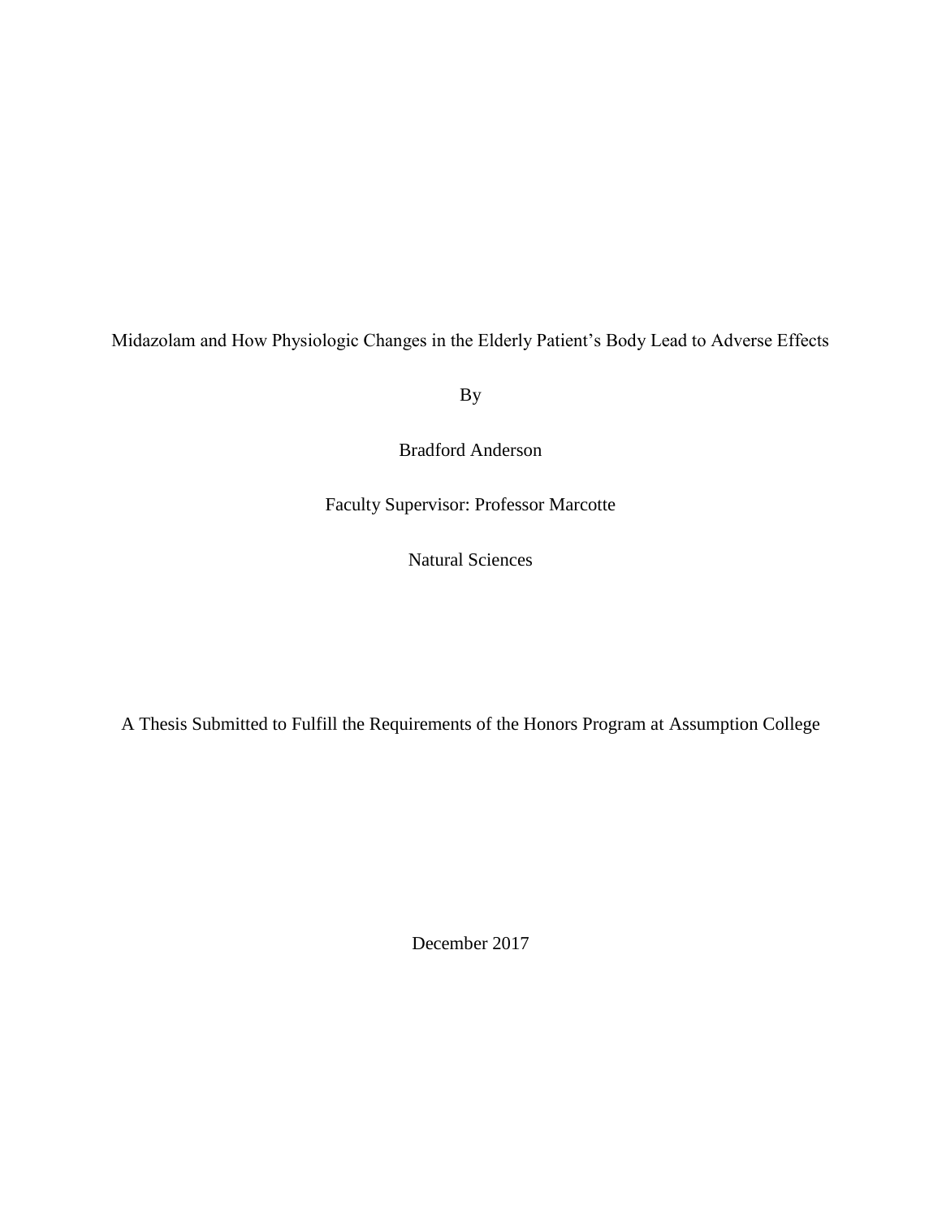Midazolam and How Physiologic Changes in the Elderly Patient's Body Lead to Adverse Effects

By

Bradford Anderson

Faculty Supervisor: Professor Marcotte

Natural Sciences

A Thesis Submitted to Fulfill the Requirements of the Honors Program at Assumption College

December 2017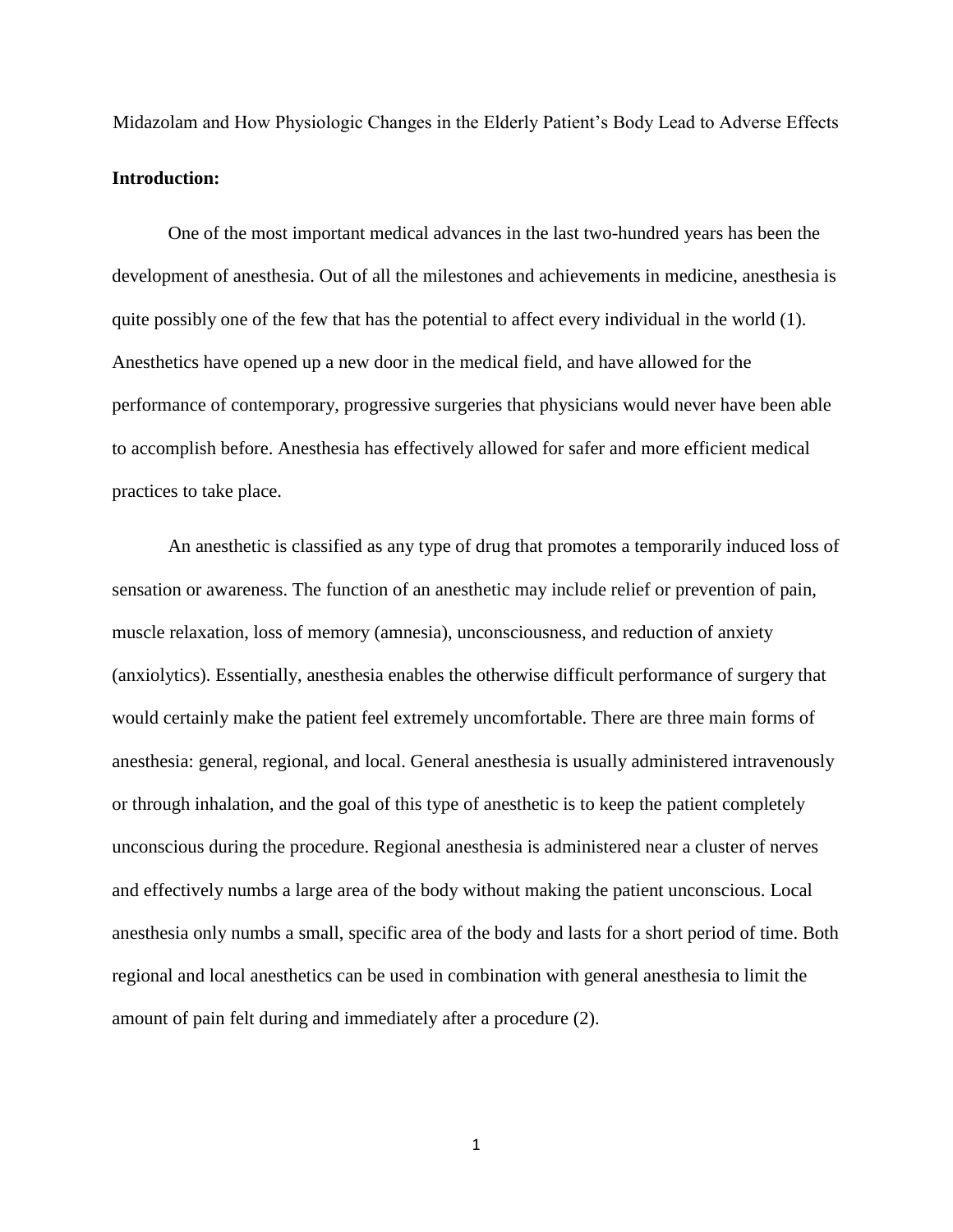Midazolam and How Physiologic Changes in the Elderly Patient's Body Lead to Adverse Effects

**Introduction:**

One of the most important medical advances in the last two-hundred years has been the development of anesthesia. Out of all the milestones and achievements in medicine, anesthesia is quite possibly one of the few that has the potential to affect every individual in the world (1). Anesthetics have opened up a new door in the medical field, and have allowed for the performance of contemporary, progressive surgeries that physicians would never have been able to accomplish before. Anesthesia has effectively allowed for safer and more efficient medical practices to take place.

An anesthetic is classified as any type of drug that promotes a temporarily induced loss of sensation or awareness. The function of an anesthetic may include relief or prevention of pain, muscle relaxation, loss of memory (amnesia), unconsciousness, and reduction of anxiety (anxiolytics). Essentially, anesthesia enables the otherwise difficult performance of surgery that would certainly make the patient feel extremely uncomfortable. There are three main forms of anesthesia: general, regional, and local. General anesthesia is usually administered intravenously or through inhalation, and the goal of this type of anesthetic is to keep the patient completely unconscious during the procedure. Regional anesthesia is administered near a cluster of nerves and effectively numbs a large area of the body without making the patient unconscious. Local anesthesia only numbs a small, specific area of the body and lasts for a short period of time. Both regional and local anesthetics can be used in combination with general anesthesia to limit the amount of pain felt during and immediately after a procedure (2).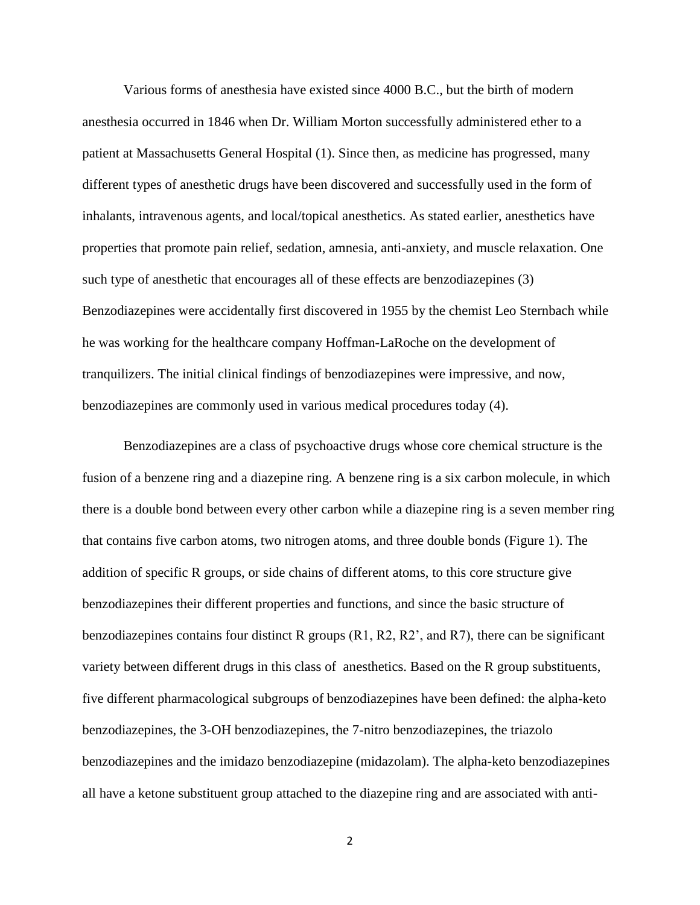Various forms of anesthesia have existed since 4000 B.C., but the birth of modern anesthesia occurred in 1846 when Dr. William Morton successfully administered ether to a patient at Massachusetts General Hospital (1). Since then, as medicine has progressed, many different types of anesthetic drugs have been discovered and successfully used in the form of inhalants, intravenous agents, and local/topical anesthetics. As stated earlier, anesthetics have properties that promote pain relief, sedation, amnesia, anti-anxiety, and muscle relaxation. One such type of anesthetic that encourages all of these effects are benzodiazepines (3) Benzodiazepines were accidentally first discovered in 1955 by the chemist Leo Sternbach while he was working for the healthcare company Hoffman-LaRoche on the development of tranquilizers. The initial clinical findings of benzodiazepines were impressive, and now, benzodiazepines are commonly used in various medical procedures today (4).

Benzodiazepines are a class of psychoactive drugs whose core chemical structure is the fusion of a benzene ring and a diazepine ring. A benzene ring is a six carbon molecule, in which there is a double bond between every other carbon while a diazepine ring is a seven member ring that contains five carbon atoms, two nitrogen atoms, and three double bonds (Figure 1). The addition of specific R groups, or side chains of different atoms, to this core structure give benzodiazepines their different properties and functions, and since the basic structure of benzodiazepines contains four distinct R groups (R1, R2, R2', and R7), there can be significant variety between different drugs in this class of anesthetics. Based on the R group substituents, five different pharmacological subgroups of benzodiazepines have been defined: the alpha-keto benzodiazepines, the 3-OH benzodiazepines, the 7-nitro benzodiazepines, the triazolo benzodiazepines and the imidazo benzodiazepine (midazolam). The alpha-keto benzodiazepines all have a ketone substituent group attached to the diazepine ring and are associated with anti-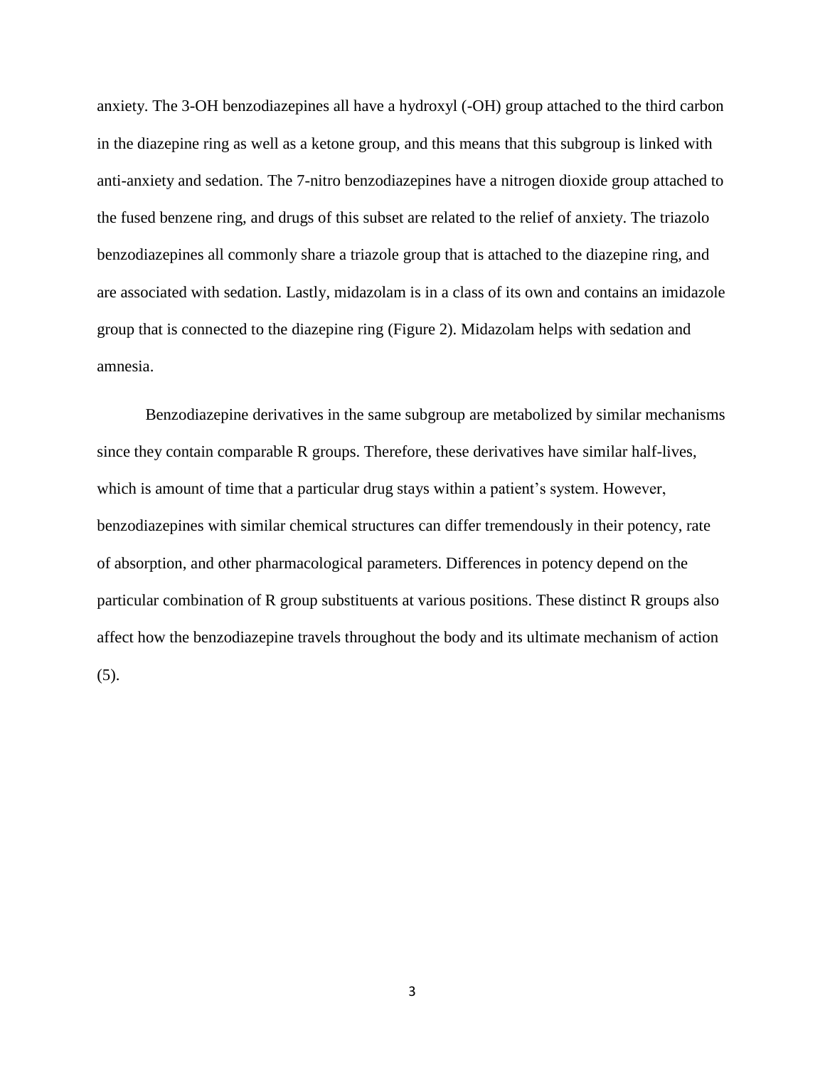anxiety. The 3-OH benzodiazepines all have a hydroxyl (-OH) group attached to the third carbon in the diazepine ring as well as a ketone group, and this means that this subgroup is linked with anti-anxiety and sedation. The 7-nitro benzodiazepines have a nitrogen dioxide group attached to the fused benzene ring, and drugs of this subset are related to the relief of anxiety. The triazolo benzodiazepines all commonly share a triazole group that is attached to the diazepine ring, and are associated with sedation. Lastly, midazolam is in a class of its own and contains an imidazole group that is connected to the diazepine ring (Figure 2). Midazolam helps with sedation and amnesia.

Benzodiazepine derivatives in the same subgroup are metabolized by similar mechanisms since they contain comparable R groups. Therefore, these derivatives have similar half-lives, which is amount of time that a particular drug stays within a patient's system. However, benzodiazepines with similar chemical structures can differ tremendously in their potency, rate of absorption, and other pharmacological parameters. Differences in potency depend on the particular combination of R group substituents at various positions. These distinct R groups also affect how the benzodiazepine travels throughout the body and its ultimate mechanism of action (5).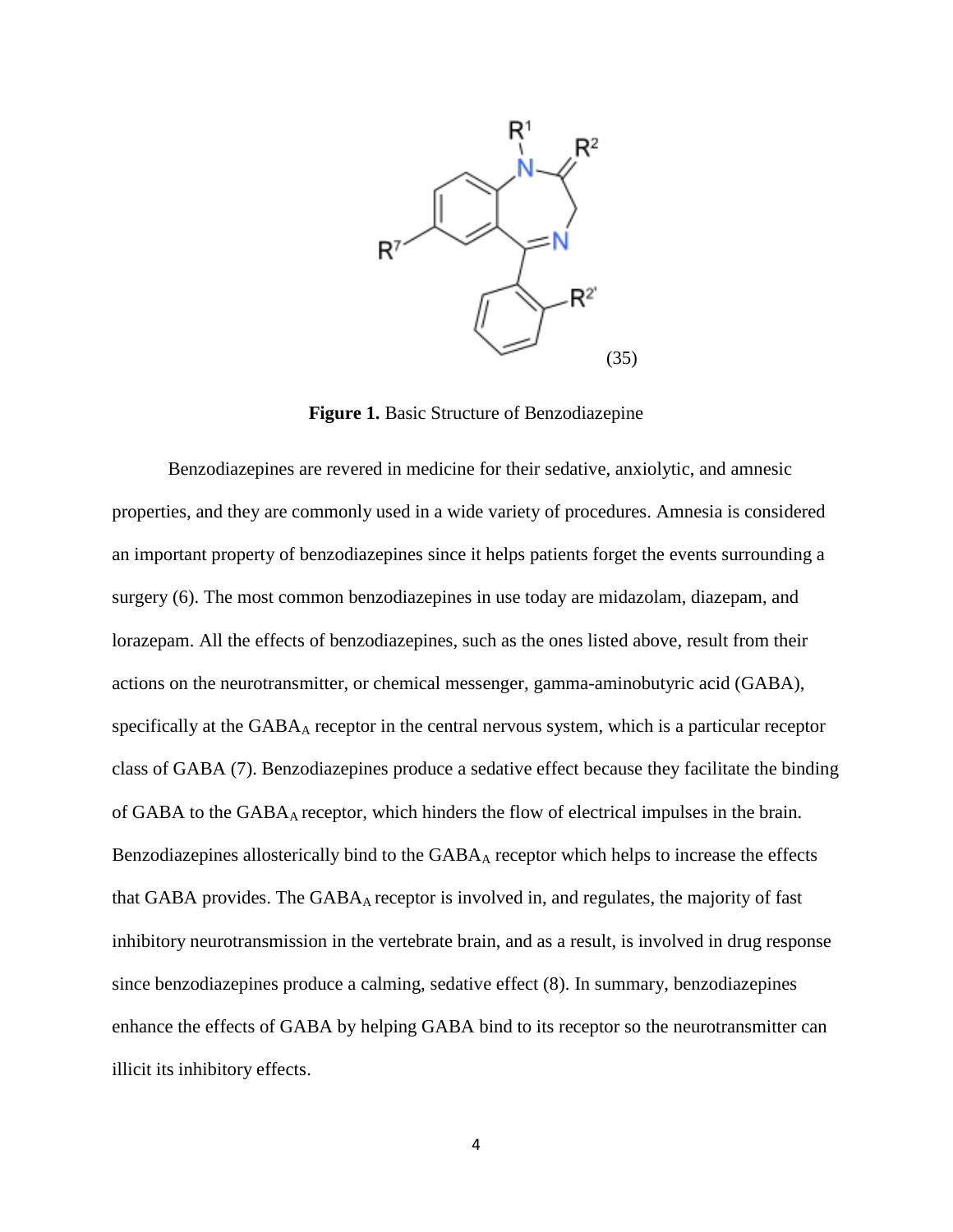(35)

**Figure 1.** Basic Structure of Benzodiazepine

Benzodiazepines are revered in medicine for their sedative, anxiolytic, and amnesic properties, and they are commonly used in a wide variety of procedures. Amnesia is considered an important property of benzodiazepines since it helps patients forget the events surrounding a surgery (6). The most common benzodiazepines in use today are midazolam, diazepam, and lorazepam. All the effects of benzodiazepines, such as the ones listed above, result from their actions on the neurotransmitter, or chemical messenger, gamma-aminobutyric acid (GABA), specifically at the $GABA_A$ receptor in the central nervous system, which is a particular receptor class of GABA (7). Benzodiazepines produce a sedative effect because they facilitate the binding of GABA to the $GABA_A$ receptor, which hinders the flow of electrical impulses in the brain. Benzodiazepines allosterically bind to the $GABA_A$ receptor which helps to increase the effects that GABA provides. The $GABA_A$ receptor is involved in, and regulates, the majority of fast inhibitory neurotransmission in the vertebrate brain, and as a result, is involved in drug response since benzodiazepines produce a calming, sedative effect (8). In summary, benzodiazepines enhance the effects of GABA by helping GABA bind to its receptor so the neurotransmitter can illicit its inhibitory effects.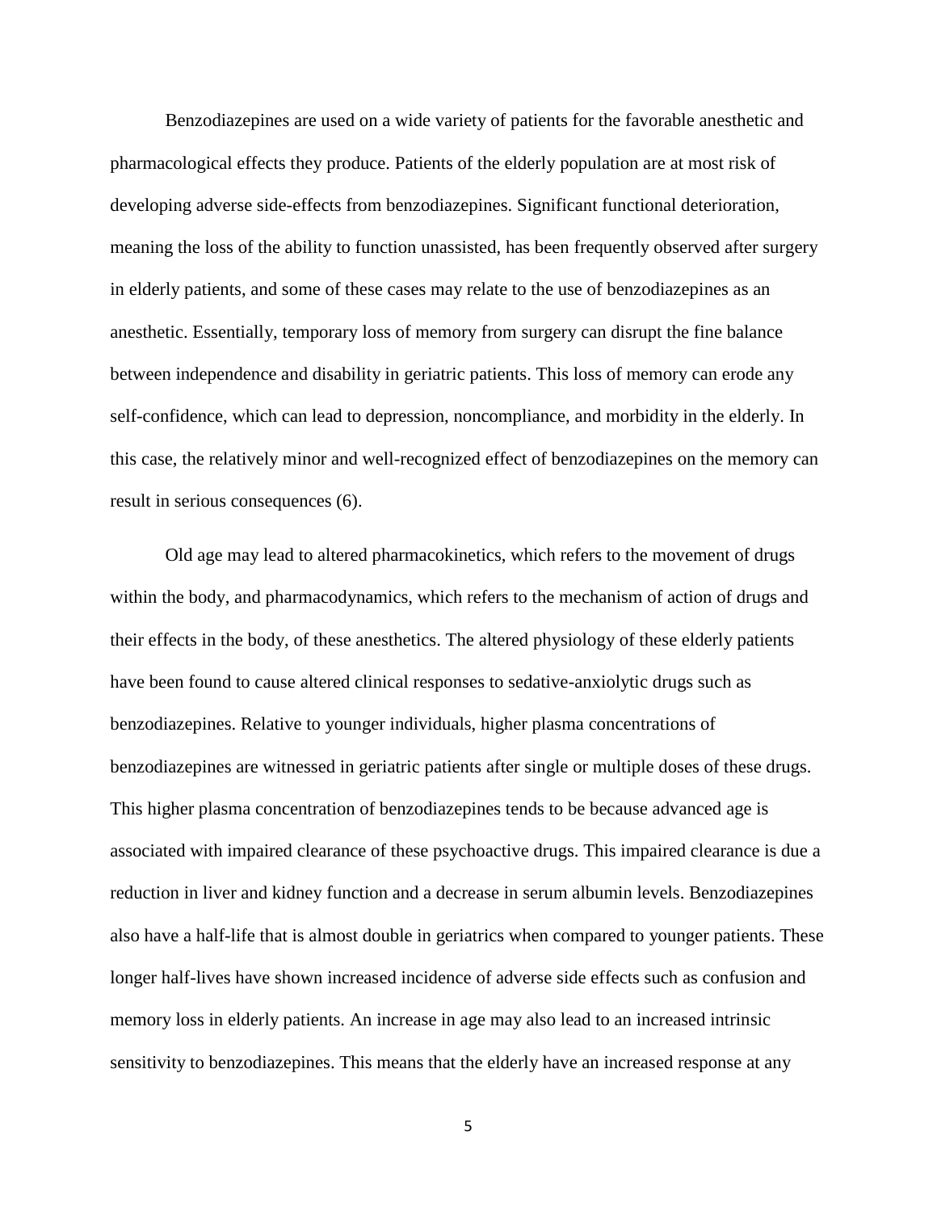Benzodiazepines are used on a wide variety of patients for the favorable anesthetic and pharmacological effects they produce. Patients of the elderly population are at most risk of developing adverse side-effects from benzodiazepines. Significant functional deterioration, meaning the loss of the ability to function unassisted, has been frequently observed after surgery in elderly patients, and some of these cases may relate to the use of benzodiazepines as an anesthetic. Essentially, temporary loss of memory from surgery can disrupt the fine balance between independence and disability in geriatric patients. This loss of memory can erode any self-confidence, which can lead to depression, noncompliance, and morbidity in the elderly. In this case, the relatively minor and well-recognized effect of benzodiazepines on the memory can result in serious consequences (6).

Old age may lead to altered pharmacokinetics, which refers to the movement of drugs within the body, and pharmacodynamics, which refers to the mechanism of action of drugs and their effects in the body, of these anesthetics. The altered physiology of these elderly patients have been found to cause altered clinical responses to sedative-anxiolytic drugs such as benzodiazepines. Relative to younger individuals, higher plasma concentrations of benzodiazepines are witnessed in geriatric patients after single or multiple doses of these drugs. This higher plasma concentration of benzodiazepines tends to be because advanced age is associated with impaired clearance of these psychoactive drugs. This impaired clearance is due a reduction in liver and kidney function and a decrease in serum albumin levels. Benzodiazepines also have a half-life that is almost double in geriatrics when compared to younger patients. These longer half-lives have shown increased incidence of adverse side effects such as confusion and memory loss in elderly patients. An increase in age may also lead to an increased intrinsic sensitivity to benzodiazepines. This means that the elderly have an increased response at any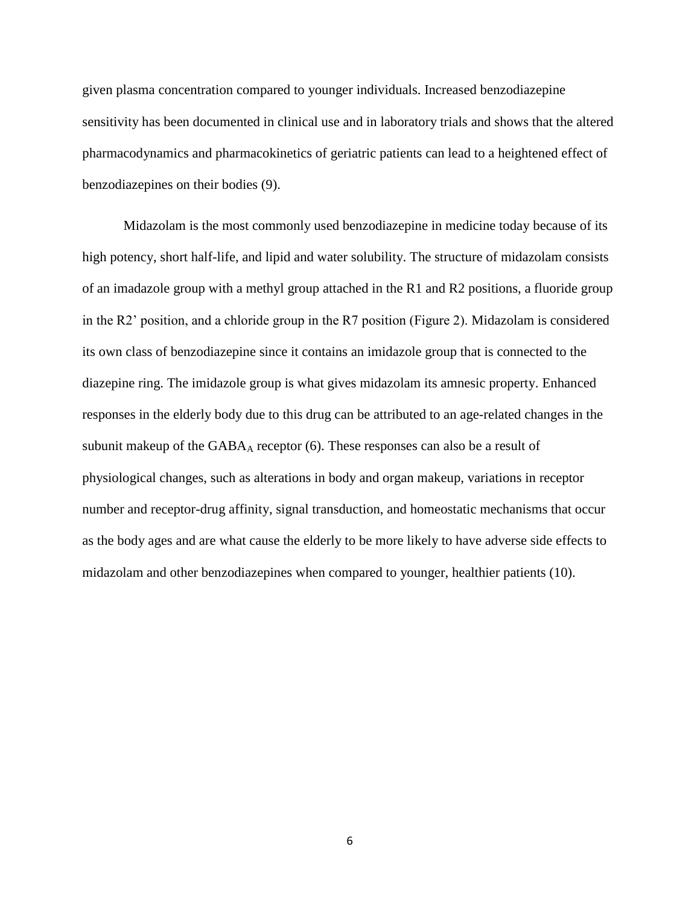given plasma concentration compared to younger individuals. Increased benzodiazepine sensitivity has been documented in clinical use and in laboratory trials and shows that the altered pharmacodynamics and pharmacokinetics of geriatric patients can lead to a heightened effect of benzodiazepines on their bodies (9).

Midazolam is the most commonly used benzodiazepine in medicine today because of its high potency, short half-life, and lipid and water solubility. The structure of midazolam consists of an imadazole group with a methyl group attached in the R1 and R2 positions, a fluoride group in the R2' position, and a chloride group in the R7 position (Figure 2). Midazolam is considered its own class of benzodiazepine since it contains an imidazole group that is connected to the diazepine ring. The imidazole group is what gives midazolam its amnesic property. Enhanced responses in the elderly body due to this drug can be attributed to an age-related changes in the subunit makeup of the $GABA_A$ receptor (6). These responses can also be a result of physiological changes, such as alterations in body and organ makeup, variations in receptor number and receptor-drug affinity, signal transduction, and homeostatic mechanisms that occur as the body ages and are what cause the elderly to be more likely to have adverse side effects to midazolam and other benzodiazepines when compared to younger, healthier patients (10).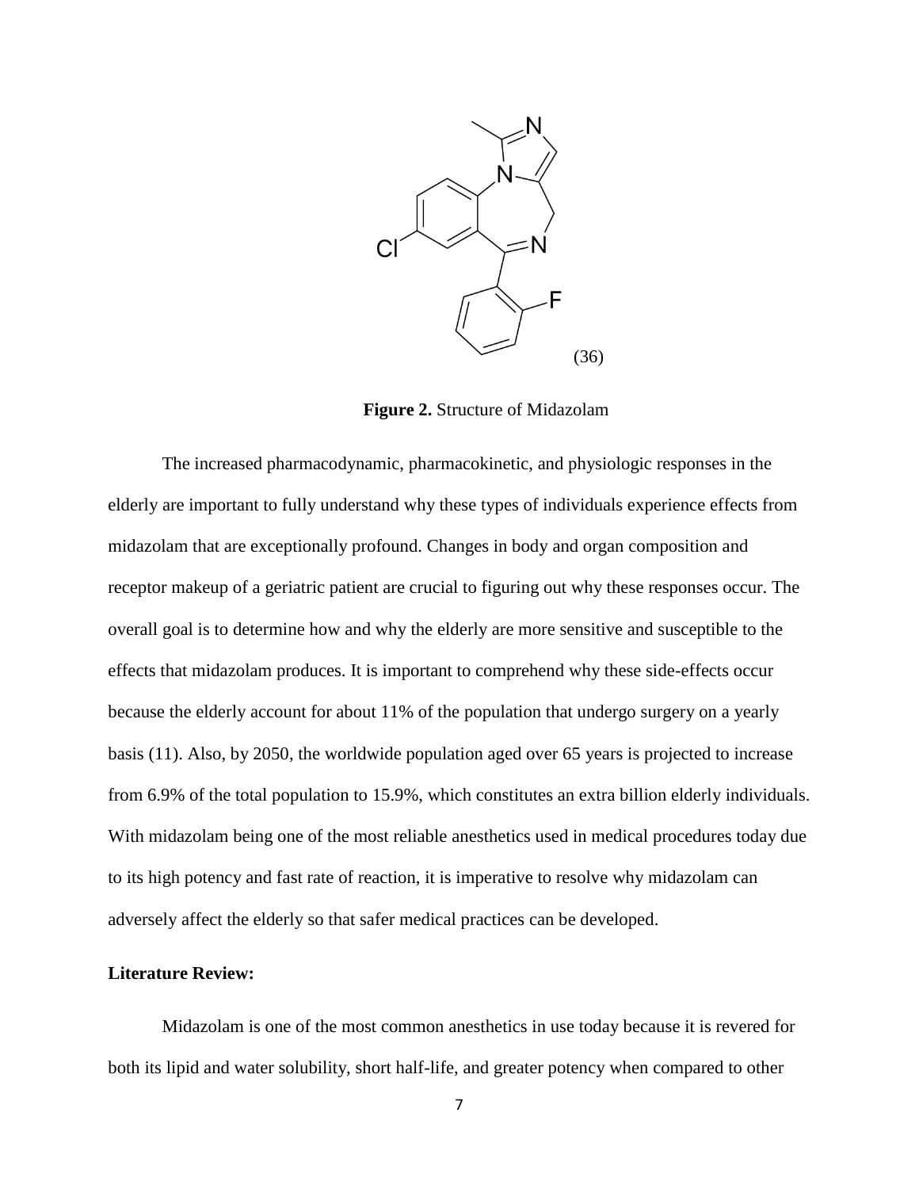(36)

**Figure 2.** Structure of Midazolam

The increased pharmacodynamic, pharmacokinetic, and physiologic responses in the elderly are important to fully understand why these types of individuals experience effects from midazolam that are exceptionally profound. Changes in body and organ composition and receptor makeup of a geriatric patient are crucial to figuring out why these responses occur. The overall goal is to determine how and why the elderly are more sensitive and susceptible to the effects that midazolam produces. It is important to comprehend why these side-effects occur because the elderly account for about 11% of the population that undergo surgery on a yearly basis (11). Also, by 2050, the worldwide population aged over 65 years is projected to increase from 6.9% of the total population to 15.9%, which constitutes an extra billion elderly individuals. With midazolam being one of the most reliable anesthetics used in medical procedures today due to its high potency and fast rate of reaction, it is imperative to resolve why midazolam can adversely affect the elderly so that safer medical practices can be developed.

**Literature Review:**

Midazolam is one of the most common anesthetics in use today because it is revered for both its lipid and water solubility, short half-life, and greater potency when compared to other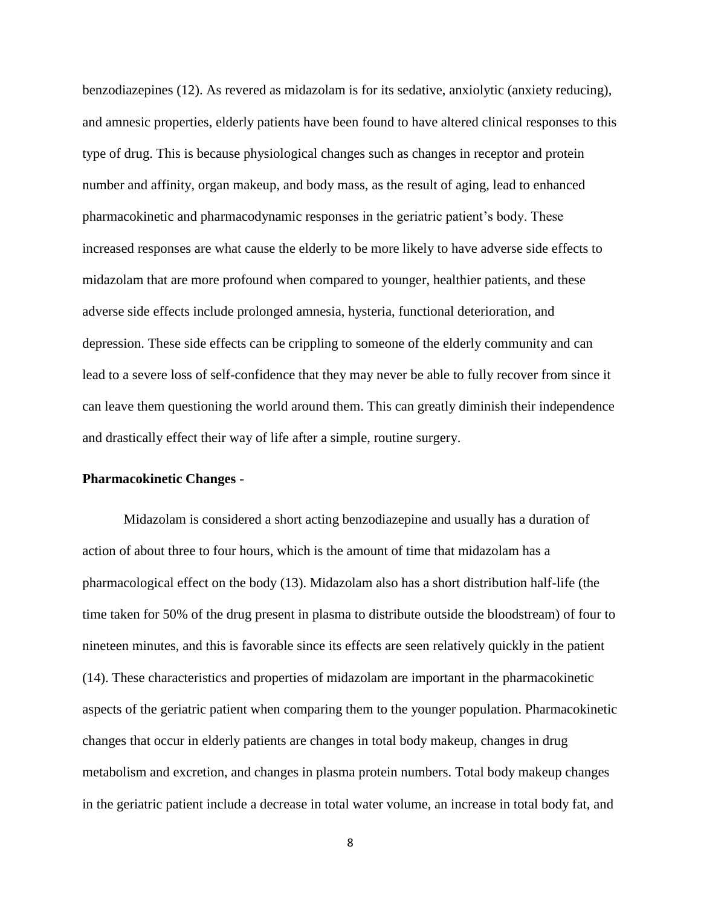benzodiazepines (12). As revered as midazolam is for its sedative, anxiolytic (anxiety reducing), and amnesic properties, elderly patients have been found to have altered clinical responses to this type of drug. This is because physiological changes such as changes in receptor and protein number and affinity, organ makeup, and body mass, as the result of aging, lead to enhanced pharmacokinetic and pharmacodynamic responses in the geriatric patient's body. These increased responses are what cause the elderly to be more likely to have adverse side effects to midazolam that are more profound when compared to younger, healthier patients, and these adverse side effects include prolonged amnesia, hysteria, functional deterioration, and depression. These side effects can be crippling to someone of the elderly community and can lead to a severe loss of self-confidence that they may never be able to fully recover from since it can leave them questioning the world around them. This can greatly diminish their independence and drastically effect their way of life after a simple, routine surgery.

**Pharmacokinetic Changes -**

Midazolam is considered a short acting benzodiazepine and usually has a duration of action of about three to four hours, which is the amount of time that midazolam has a pharmacological effect on the body (13). Midazolam also has a short distribution half-life (the time taken for 50% of the drug present in plasma to distribute outside the bloodstream) of four to nineteen minutes, and this is favorable since its effects are seen relatively quickly in the patient (14). These characteristics and properties of midazolam are important in the pharmacokinetic aspects of the geriatric patient when comparing them to the younger population. Pharmacokinetic changes that occur in elderly patients are changes in total body makeup, changes in drug metabolism and excretion, and changes in plasma protein numbers. Total body makeup changes in the geriatric patient include a decrease in total water volume, an increase in total body fat, and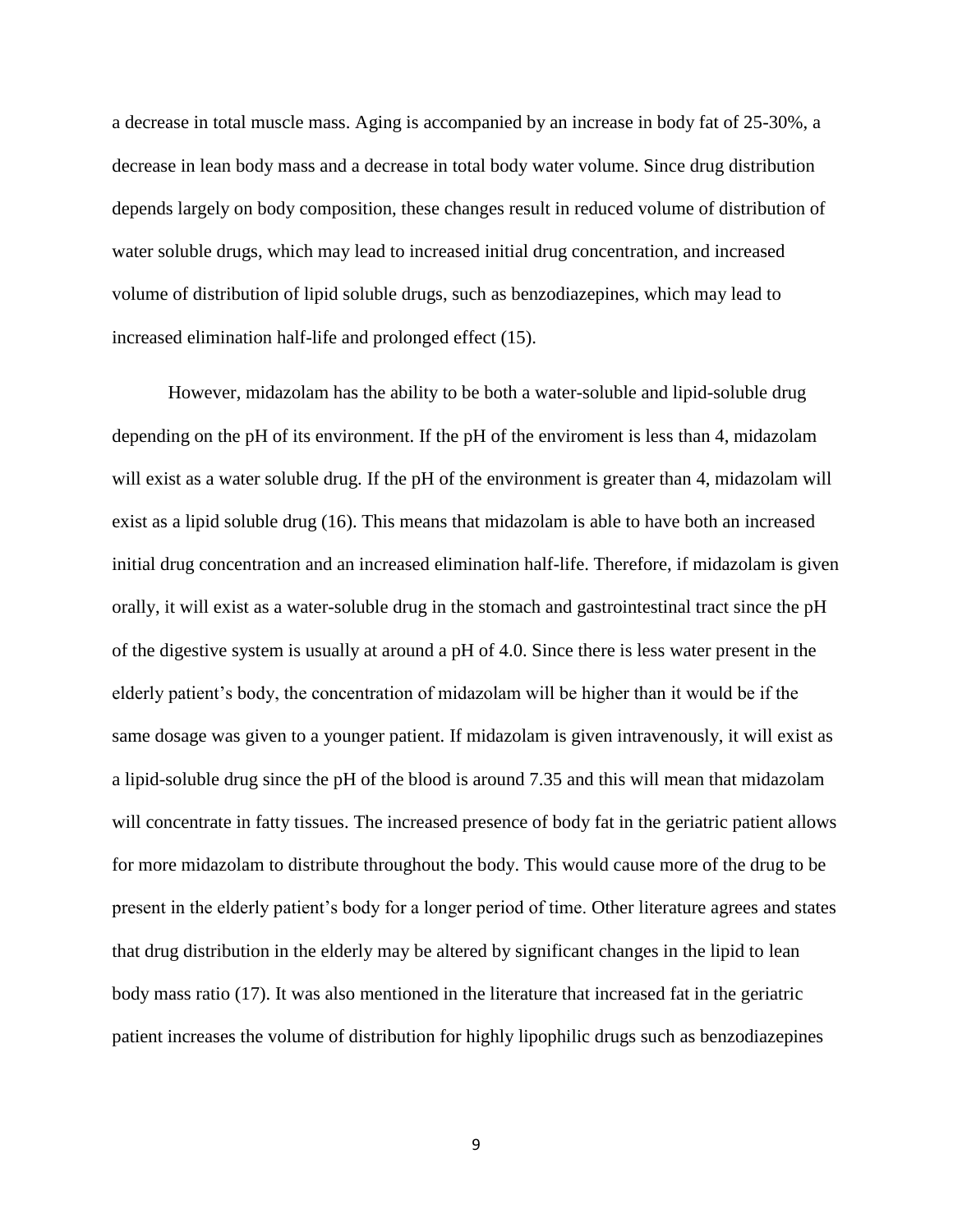a decrease in total muscle mass. Aging is accompanied by an increase in body fat of 25-30%, a decrease in lean body mass and a decrease in total body water volume. Since drug distribution depends largely on body composition, these changes result in reduced volume of distribution of water soluble drugs, which may lead to increased initial drug concentration, and increased volume of distribution of lipid soluble drugs, such as benzodiazepines, which may lead to increased elimination half-life and prolonged effect (15).

However, midazolam has the ability to be both a water-soluble and lipid-soluble drug depending on the pH of its environment. If the pH of the enviroment is less than 4, midazolam will exist as a water soluble drug. If the pH of the environment is greater than 4, midazolam will exist as a lipid soluble drug (16). This means that midazolam is able to have both an increased initial drug concentration and an increased elimination half-life. Therefore, if midazolam is given orally, it will exist as a water-soluble drug in the stomach and gastrointestinal tract since the pH of the digestive system is usually at around a pH of 4.0. Since there is less water present in the elderly patient's body, the concentration of midazolam will be higher than it would be if the same dosage was given to a younger patient. If midazolam is given intravenously, it will exist as a lipid-soluble drug since the pH of the blood is around 7.35 and this will mean that midazolam will concentrate in fatty tissues. The increased presence of body fat in the geriatric patient allows for more midazolam to distribute throughout the body. This would cause more of the drug to be present in the elderly patient's body for a longer period of time. Other literature agrees and states that drug distribution in the elderly may be altered by significant changes in the lipid to lean body mass ratio (17). It was also mentioned in the literature that increased fat in the geriatric patient increases the volume of distribution for highly lipophilic drugs such as benzodiazepines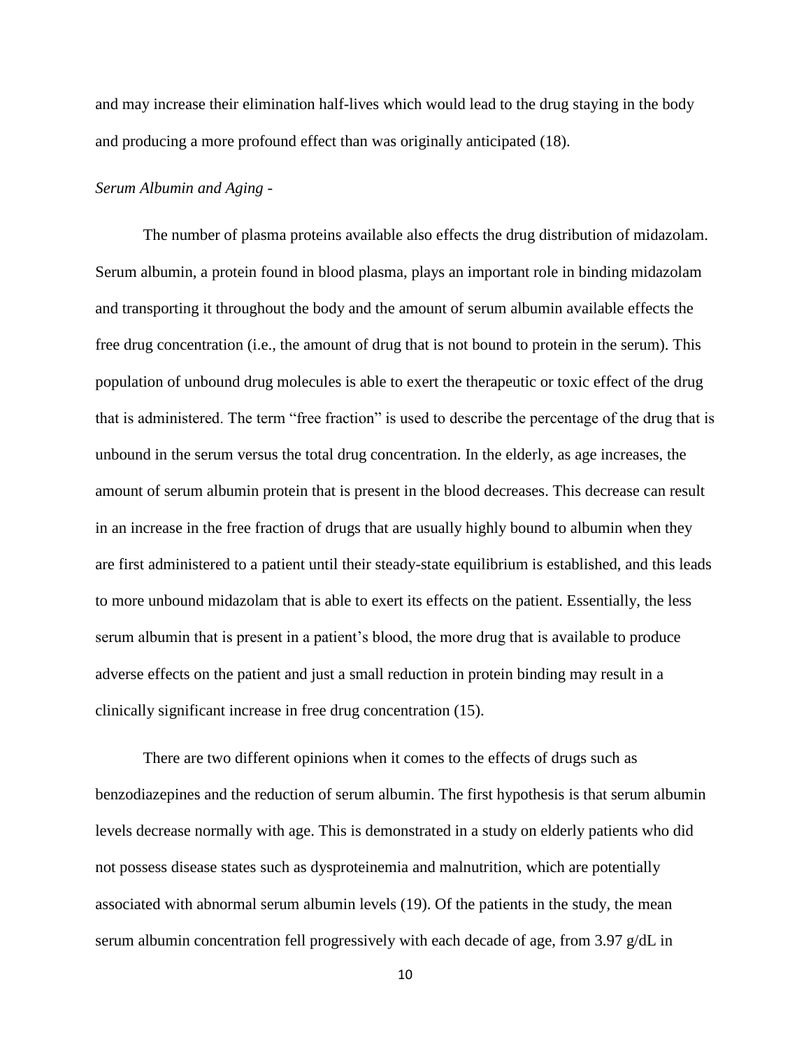and may increase their elimination half-lives which would lead to the drug staying in the body and producing a more profound effect than was originally anticipated (18).

*Serum Albumin and Aging -*

The number of plasma proteins available also effects the drug distribution of midazolam. Serum albumin, a protein found in blood plasma, plays an important role in binding midazolam and transporting it throughout the body and the amount of serum albumin available effects the free drug concentration (i.e., the amount of drug that is not bound to protein in the serum). This population of unbound drug molecules is able to exert the therapeutic or toxic effect of the drug that is administered. The term "free fraction" is used to describe the percentage of the drug that is unbound in the serum versus the total drug concentration. In the elderly, as age increases, the amount of serum albumin protein that is present in the blood decreases. This decrease can result in an increase in the free fraction of drugs that are usually highly bound to albumin when they are first administered to a patient until their steady-state equilibrium is established, and this leads to more unbound midazolam that is able to exert its effects on the patient. Essentially, the less serum albumin that is present in a patient's blood, the more drug that is available to produce adverse effects on the patient and just a small reduction in protein binding may result in a clinically significant increase in free drug concentration (15).

There are two different opinions when it comes to the effects of drugs such as benzodiazepines and the reduction of serum albumin. The first hypothesis is that serum albumin levels decrease normally with age. This is demonstrated in a study on elderly patients who did not possess disease states such as dysproteinemia and malnutrition, which are potentially associated with abnormal serum albumin levels (19). Of the patients in the study, the mean serum albumin concentration fell progressively with each decade of age, from 3.97 g/dL in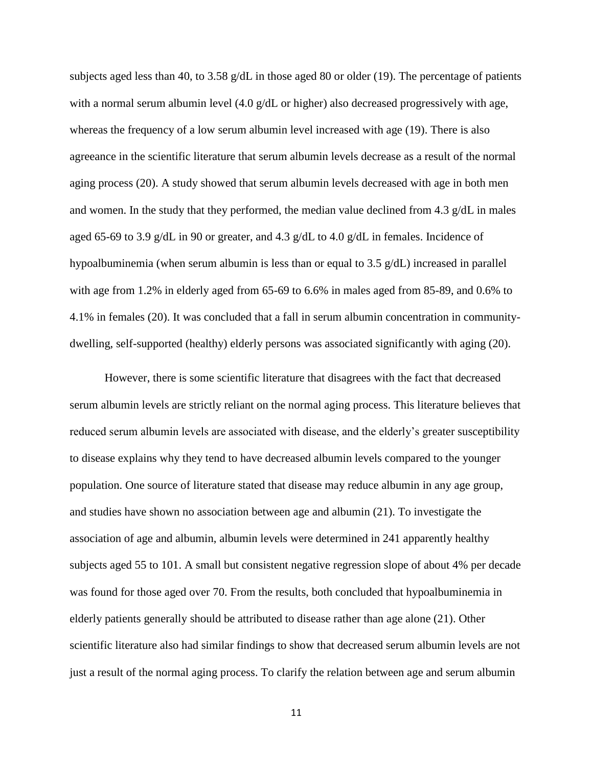subjects aged less than 40, to 3.58 g/dL in those aged 80 or older (19). The percentage of patients with a normal serum albumin level (4.0 g/dL or higher) also decreased progressively with age, whereas the frequency of a low serum albumin level increased with age (19). There is also agreeance in the scientific literature that serum albumin levels decrease as a result of the normal aging process (20). A study showed that serum albumin levels decreased with age in both men and women. In the study that they performed, the median value declined from 4.3 g/dL in males aged 65-69 to 3.9 g/dL in 90 or greater, and 4.3 g/dL to 4.0 g/dL in females. Incidence of hypoalbuminemia (when serum albumin is less than or equal to 3.5 g/dL) increased in parallel with age from 1.2% in elderly aged from 65-69 to 6.6% in males aged from 85-89, and 0.6% to 4.1% in females (20). It was concluded that a fall in serum albumin concentration in community-dwelling, self-supported (healthy) elderly persons was associated significantly with aging (20).

However, there is some scientific literature that disagrees with the fact that decreased serum albumin levels are strictly reliant on the normal aging process. This literature believes that reduced serum albumin levels are associated with disease, and the elderly's greater susceptibility to disease explains why they tend to have decreased albumin levels compared to the younger population. One source of literature stated that disease may reduce albumin in any age group, and studies have shown no association between age and albumin (21). To investigate the association of age and albumin, albumin levels were determined in 241 apparently healthy subjects aged 55 to 101. A small but consistent negative regression slope of about 4% per decade was found for those aged over 70. From the results, both concluded that hypoalbuminemia in elderly patients generally should be attributed to disease rather than age alone (21). Other scientific literature also had similar findings to show that decreased serum albumin levels are not just a result of the normal aging process. To clarify the relation between age and serum albumin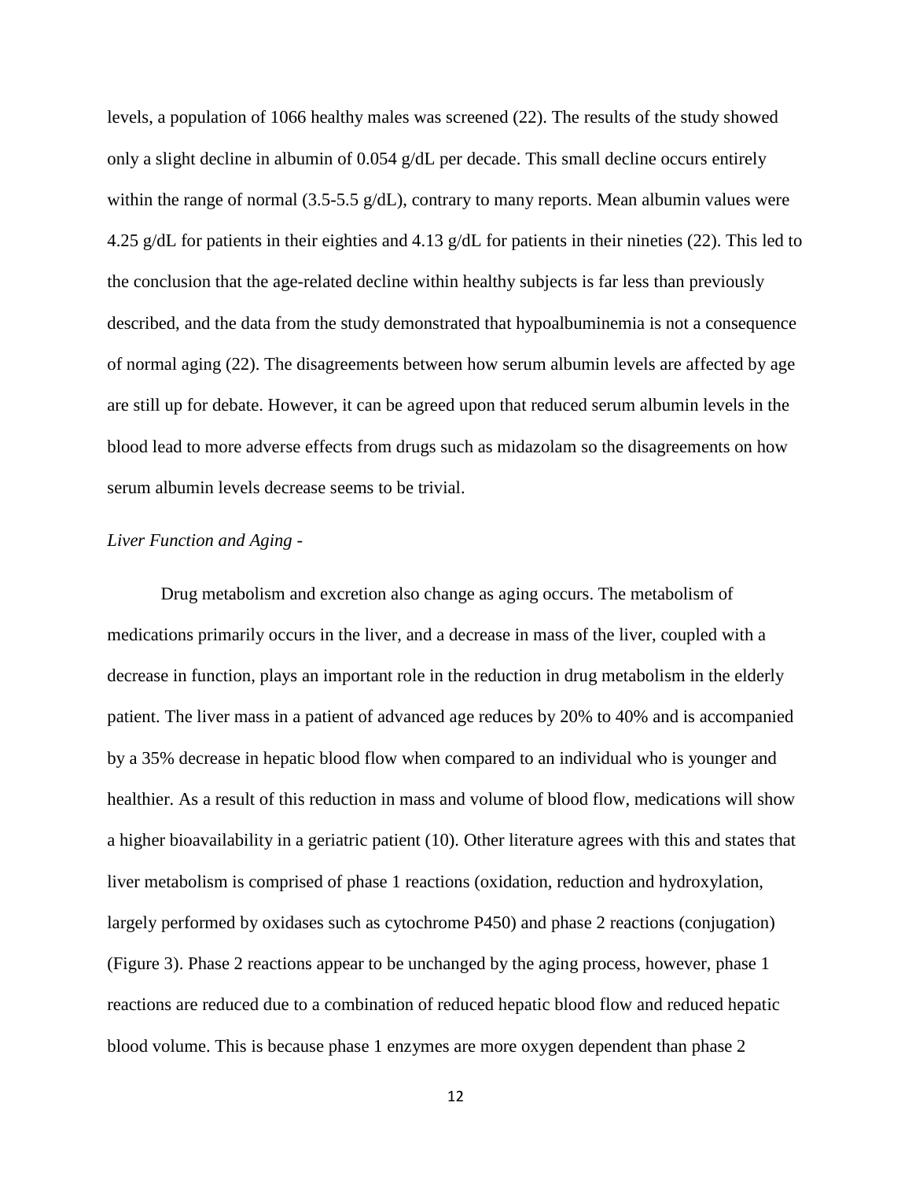levels, a population of 1066 healthy males was screened (22). The results of the study showed only a slight decline in albumin of 0.054 g/dL per decade. This small decline occurs entirely within the range of normal (3.5-5.5 g/dL), contrary to many reports. Mean albumin values were 4.25 g/dL for patients in their eighties and 4.13 g/dL for patients in their nineties (22). This led to the conclusion that the age-related decline within healthy subjects is far less than previously described, and the data from the study demonstrated that hypoalbuminemia is not a consequence of normal aging (22). The disagreements between how serum albumin levels are affected by age are still up for debate. However, it can be agreed upon that reduced serum albumin levels in the blood lead to more adverse effects from drugs such as midazolam so the disagreements on how serum albumin levels decrease seems to be trivial.

*Liver Function and Aging -*

Drug metabolism and excretion also change as aging occurs. The metabolism of medications primarily occurs in the liver, and a decrease in mass of the liver, coupled with a decrease in function, plays an important role in the reduction in drug metabolism in the elderly patient. The liver mass in a patient of advanced age reduces by 20% to 40% and is accompanied by a 35% decrease in hepatic blood flow when compared to an individual who is younger and healthier. As a result of this reduction in mass and volume of blood flow, medications will show a higher bioavailability in a geriatric patient (10). Other literature agrees with this and states that liver metabolism is comprised of phase 1 reactions (oxidation, reduction and hydroxylation, largely performed by oxidases such as cytochrome P450) and phase 2 reactions (conjugation) (Figure 3). Phase 2 reactions appear to be unchanged by the aging process, however, phase 1 reactions are reduced due to a combination of reduced hepatic blood flow and reduced hepatic blood volume. This is because phase 1 enzymes are more oxygen dependent than phase 2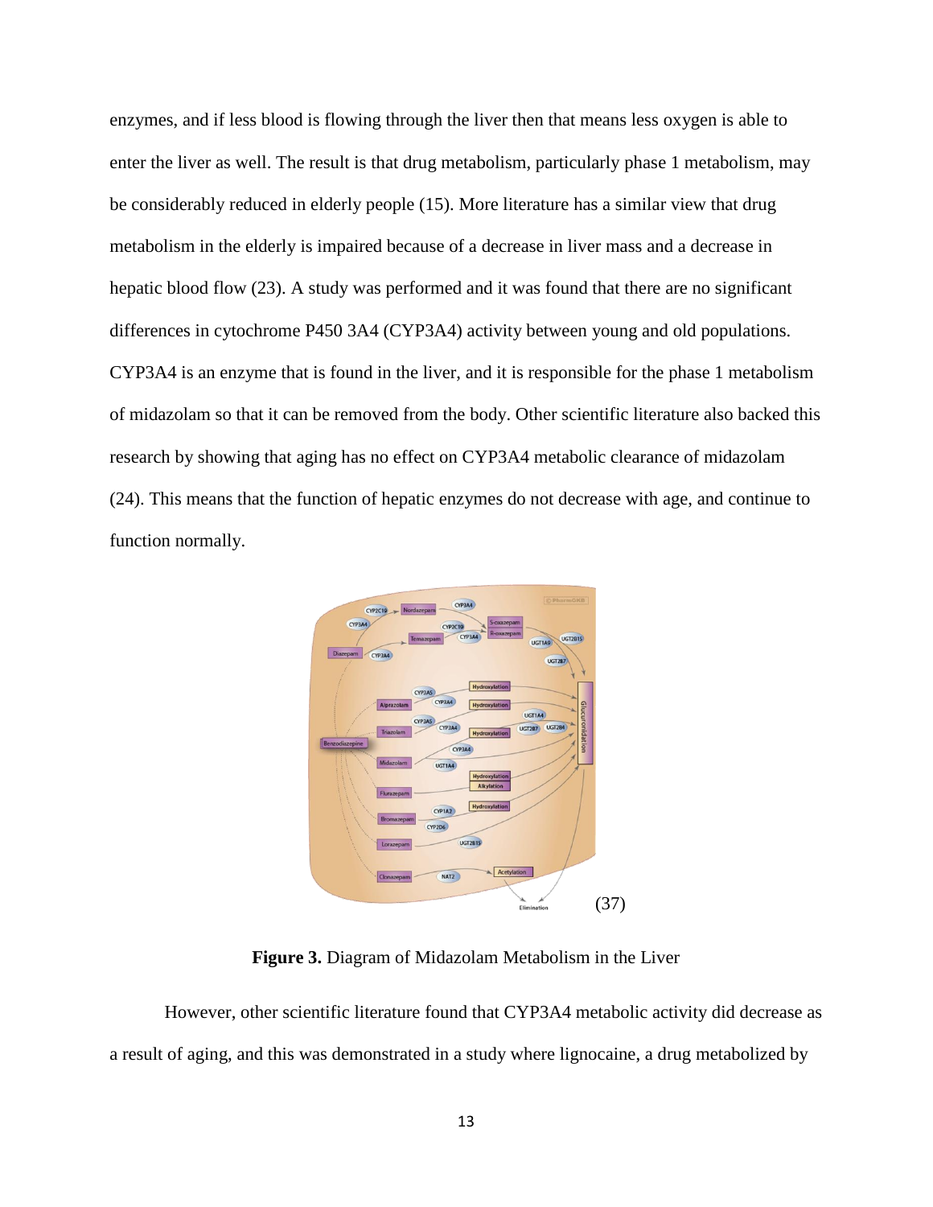enzymes, and if less blood is flowing through the liver then that means less oxygen is able to enter the liver as well. The result is that drug metabolism, particularly phase 1 metabolism, may be considerably reduced in elderly people (15). More literature has a similar view that drug metabolism in the elderly is impaired because of a decrease in liver mass and a decrease in hepatic blood flow (23). A study was performed and it was found that there are no significant differences in cytochrome P450 3A4 (CYP3A4) activity between young and old populations. CYP3A4 is an enzyme that is found in the liver, and it is responsible for the phase 1 metabolism of midazolam so that it can be removed from the body. Other scientific literature also backed this research by showing that aging has no effect on CYP3A4 metabolic clearance of midazolam (24). This means that the function of hepatic enzymes do not decrease with age, and continue to function normally.

(37)

**Figure 3.** Diagram of Midazolam Metabolism in the Liver

However, other scientific literature found that CYP3A4 metabolic activity did decrease as a result of aging, and this was demonstrated in a study where lignocaine, a drug metabolized by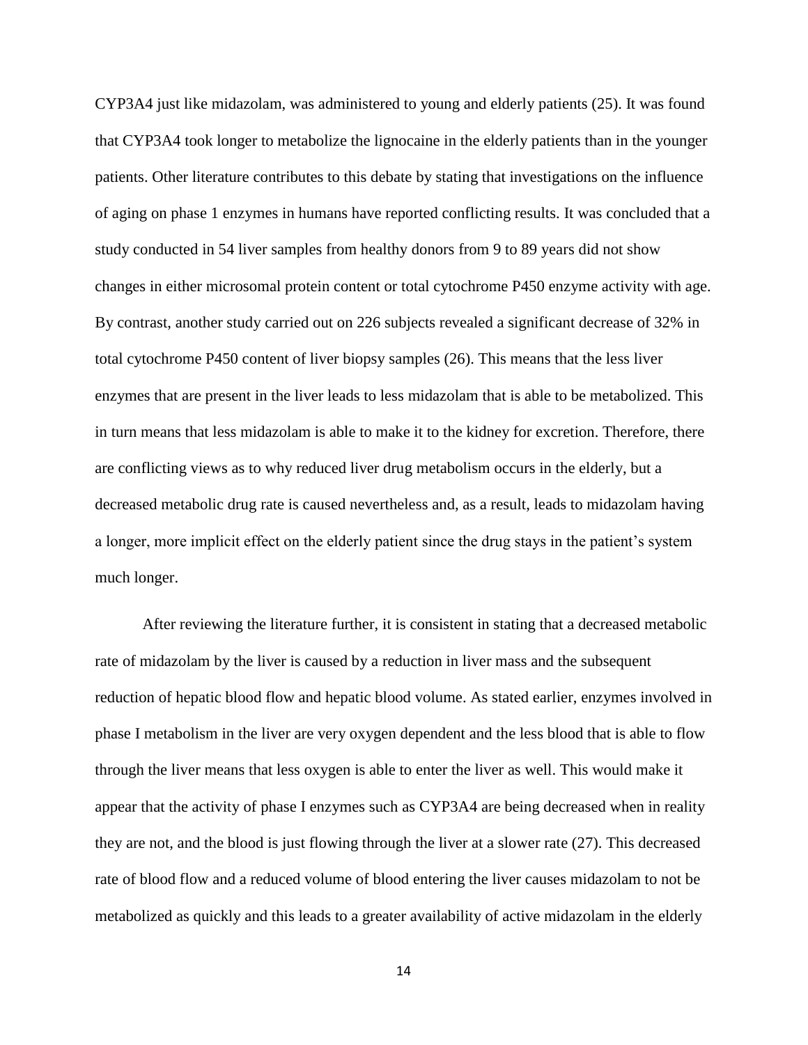CYP3A4 just like midazolam, was administered to young and elderly patients (25). It was found that CYP3A4 took longer to metabolize the lignocaine in the elderly patients than in the younger patients. Other literature contributes to this debate by stating that investigations on the influence of aging on phase 1 enzymes in humans have reported conflicting results. It was concluded that a study conducted in 54 liver samples from healthy donors from 9 to 89 years did not show changes in either microsomal protein content or total cytochrome P450 enzyme activity with age. By contrast, another study carried out on 226 subjects revealed a significant decrease of 32% in total cytochrome P450 content of liver biopsy samples (26). This means that the less liver enzymes that are present in the liver leads to less midazolam that is able to be metabolized. This in turn means that less midazolam is able to make it to the kidney for excretion. Therefore, there are conflicting views as to why reduced liver drug metabolism occurs in the elderly, but a decreased metabolic drug rate is caused nevertheless and, as a result, leads to midazolam having a longer, more implicit effect on the elderly patient since the drug stays in the patient's system much longer.

After reviewing the literature further, it is consistent in stating that a decreased metabolic rate of midazolam by the liver is caused by a reduction in liver mass and the subsequent reduction of hepatic blood flow and hepatic blood volume. As stated earlier, enzymes involved in phase I metabolism in the liver are very oxygen dependent and the less blood that is able to flow through the liver means that less oxygen is able to enter the liver as well. This would make it appear that the activity of phase I enzymes such as CYP3A4 are being decreased when in reality they are not, and the blood is just flowing through the liver at a slower rate (27). This decreased rate of blood flow and a reduced volume of blood entering the liver causes midazolam to not be metabolized as quickly and this leads to a greater availability of active midazolam in the elderly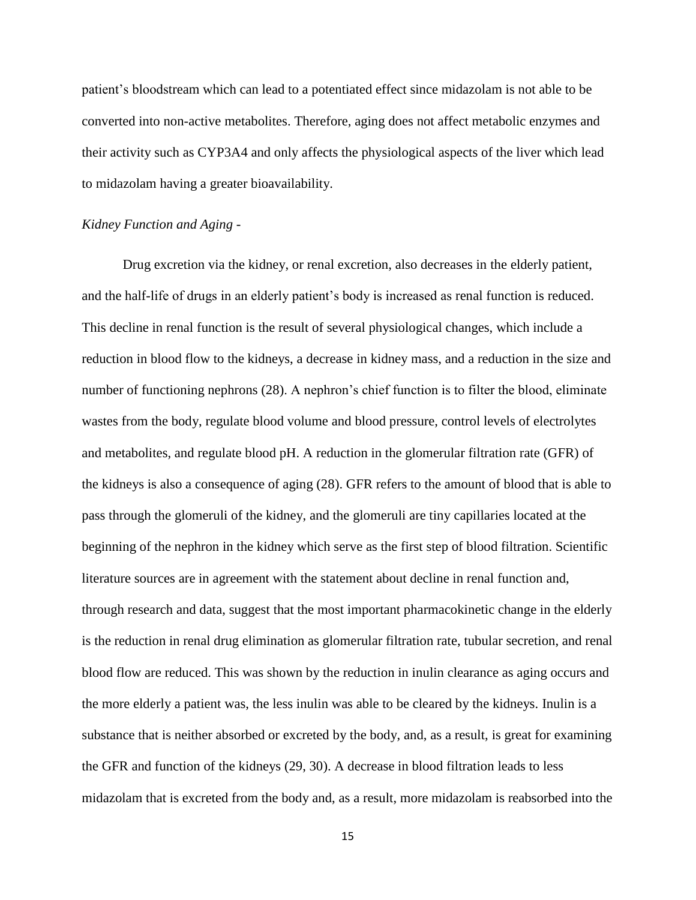patient's bloodstream which can lead to a potentiated effect since midazolam is not able to be converted into non-active metabolites. Therefore, aging does not affect metabolic enzymes and their activity such as CYP3A4 and only affects the physiological aspects of the liver which lead to midazolam having a greater bioavailability.

*Kidney Function and Aging -*

Drug excretion via the kidney, or renal excretion, also decreases in the elderly patient, and the half-life of drugs in an elderly patient's body is increased as renal function is reduced. This decline in renal function is the result of several physiological changes, which include a reduction in blood flow to the kidneys, a decrease in kidney mass, and a reduction in the size and number of functioning nephrons (28). A nephron's chief function is to filter the blood, eliminate wastes from the body, regulate blood volume and blood pressure, control levels of electrolytes and metabolites, and regulate blood pH. A reduction in the glomerular filtration rate (GFR) of the kidneys is also a consequence of aging (28). GFR refers to the amount of blood that is able to pass through the glomeruli of the kidney, and the glomeruli are tiny capillaries located at the beginning of the nephron in the kidney which serve as the first step of blood filtration. Scientific literature sources are in agreement with the statement about decline in renal function and, through research and data, suggest that the most important pharmacokinetic change in the elderly is the reduction in renal drug elimination as glomerular filtration rate, tubular secretion, and renal blood flow are reduced. This was shown by the reduction in inulin clearance as aging occurs and the more elderly a patient was, the less inulin was able to be cleared by the kidneys. Inulin is a substance that is neither absorbed or excreted by the body, and, as a result, is great for examining the GFR and function of the kidneys (29, 30). A decrease in blood filtration leads to less midazolam that is excreted from the body and, as a result, more midazolam is reabsorbed into the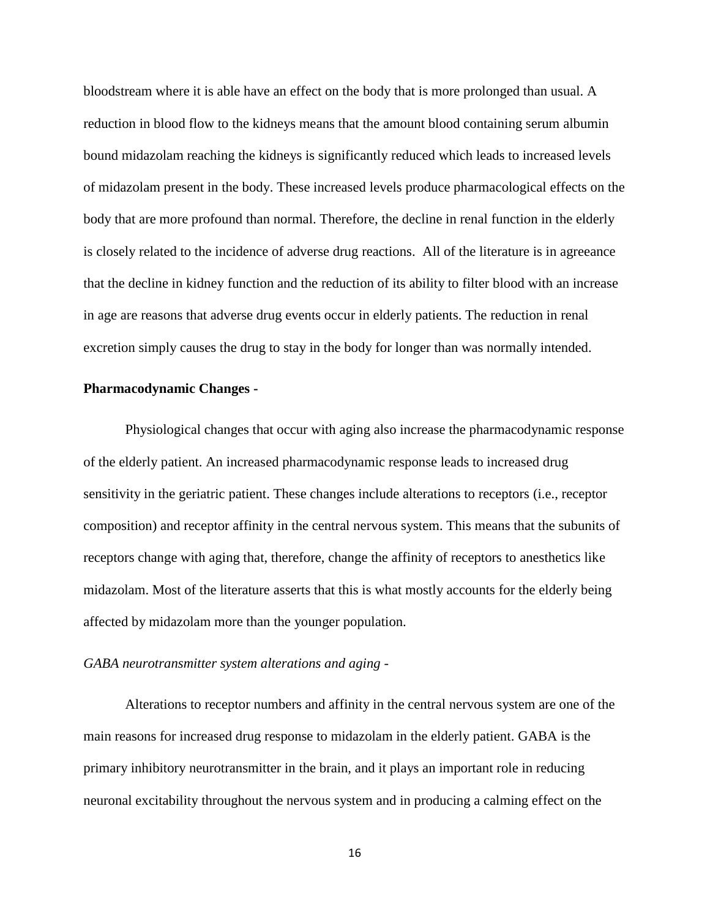bloodstream where it is able have an effect on the body that is more prolonged than usual. A reduction in blood flow to the kidneys means that the amount blood containing serum albumin bound midazolam reaching the kidneys is significantly reduced which leads to increased levels of midazolam present in the body. These increased levels produce pharmacological effects on the body that are more profound than normal. Therefore, the decline in renal function in the elderly is closely related to the incidence of adverse drug reactions.  All of the literature is in agreeance that the decline in kidney function and the reduction of its ability to filter blood with an increase in age are reasons that adverse drug events occur in elderly patients. The reduction in renal excretion simply causes the drug to stay in the body for longer than was normally intended.

**Pharmacodynamic Changes -**

Physiological changes that occur with aging also increase the pharmacodynamic response of the elderly patient. An increased pharmacodynamic response leads to increased drug sensitivity in the geriatric patient. These changes include alterations to receptors (i.e., receptor composition) and receptor affinity in the central nervous system. This means that the subunits of receptors change with aging that, therefore, change the affinity of receptors to anesthetics like midazolam. Most of the literature asserts that this is what mostly accounts for the elderly being affected by midazolam more than the younger population.

*GABA neurotransmitter system alterations and aging -*

Alterations to receptor numbers and affinity in the central nervous system are one of the main reasons for increased drug response to midazolam in the elderly patient. GABA is the primary inhibitory neurotransmitter in the brain, and it plays an important role in reducing neuronal excitability throughout the nervous system and in producing a calming effect on the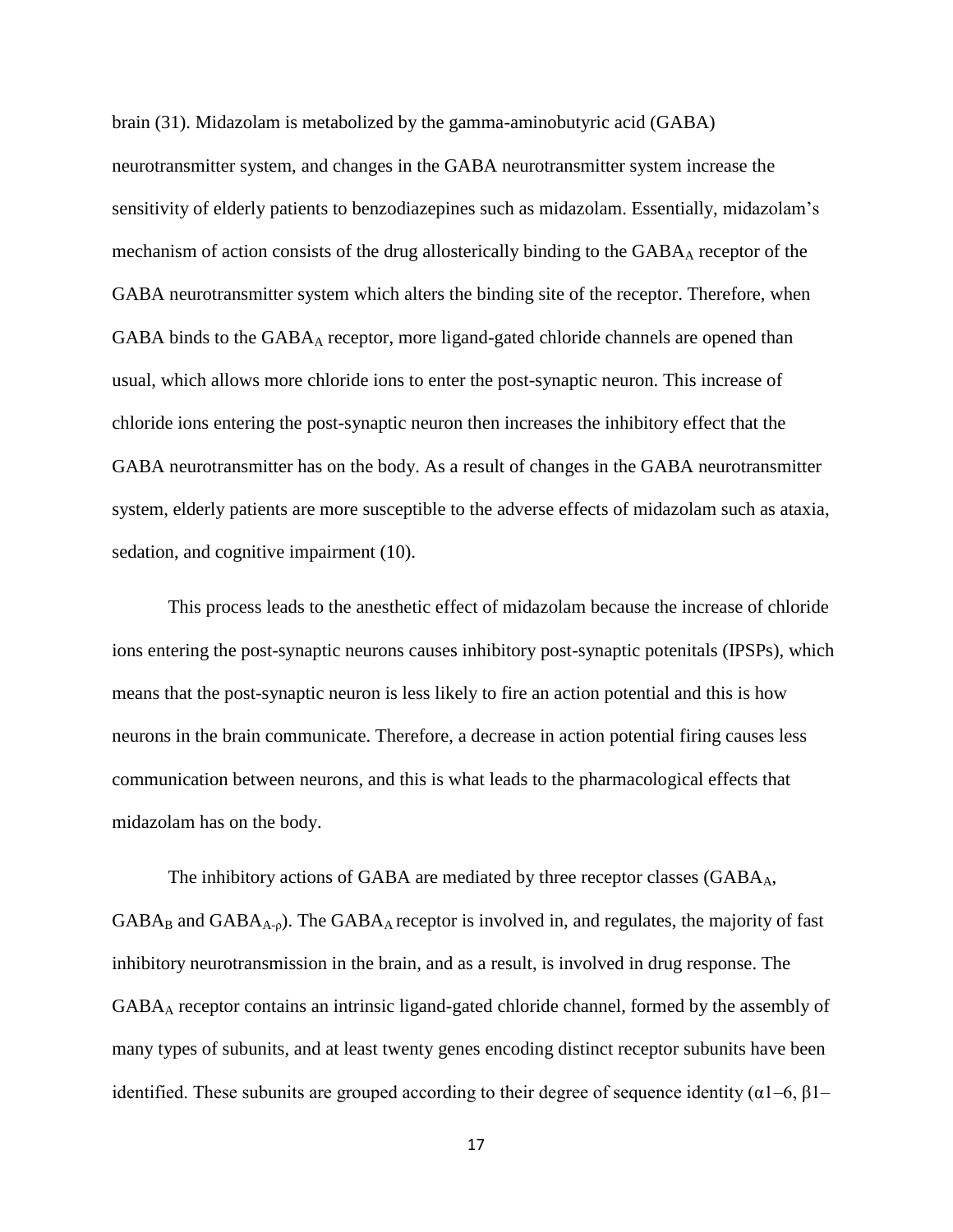brain (31). Midazolam is metabolized by the gamma-aminobutyric acid (GABA) neurotransmitter system, and changes in the GABA neurotransmitter system increase the sensitivity of elderly patients to benzodiazepines such as midazolam. Essentially, midazolam's mechanism of action consists of the drug allosterically binding to the $GABA_A$ receptor of the GABA neurotransmitter system which alters the binding site of the receptor. Therefore, when GABA binds to the $GABA_A$ receptor, more ligand-gated chloride channels are opened than usual, which allows more chloride ions to enter the post-synaptic neuron. This increase of chloride ions entering the post-synaptic neuron then increases the inhibitory effect that the GABA neurotransmitter has on the body. As a result of changes in the GABA neurotransmitter system, elderly patients are more susceptible to the adverse effects of midazolam such as ataxia, sedation, and cognitive impairment (10).

This process leads to the anesthetic effect of midazolam because the increase of chloride ions entering the post-synaptic neurons causes inhibitory post-synaptic potenitals (IPSPs), which means that the post-synaptic neuron is less likely to fire an action potential and this is how neurons in the brain communicate. Therefore, a decrease in action potential firing causes less communication between neurons, and this is what leads to the pharmacological effects that midazolam has on the body.

The inhibitory actions of GABA are mediated by three receptor classes ($GABA_A$, $GABA_B$ and $GABA_{A\text{-}\rho}$). The $GABA_A$ receptor is involved in, and regulates, the majority of fast inhibitory neurotransmission in the brain, and as a result, is involved in drug response. The $GABA_A$ receptor contains an intrinsic ligand-gated chloride channel, formed by the assembly of many types of subunits, and at least twenty genes encoding distinct receptor subunits have been identified. These subunits are grouped according to their degree of sequence identity (α1–6, β1–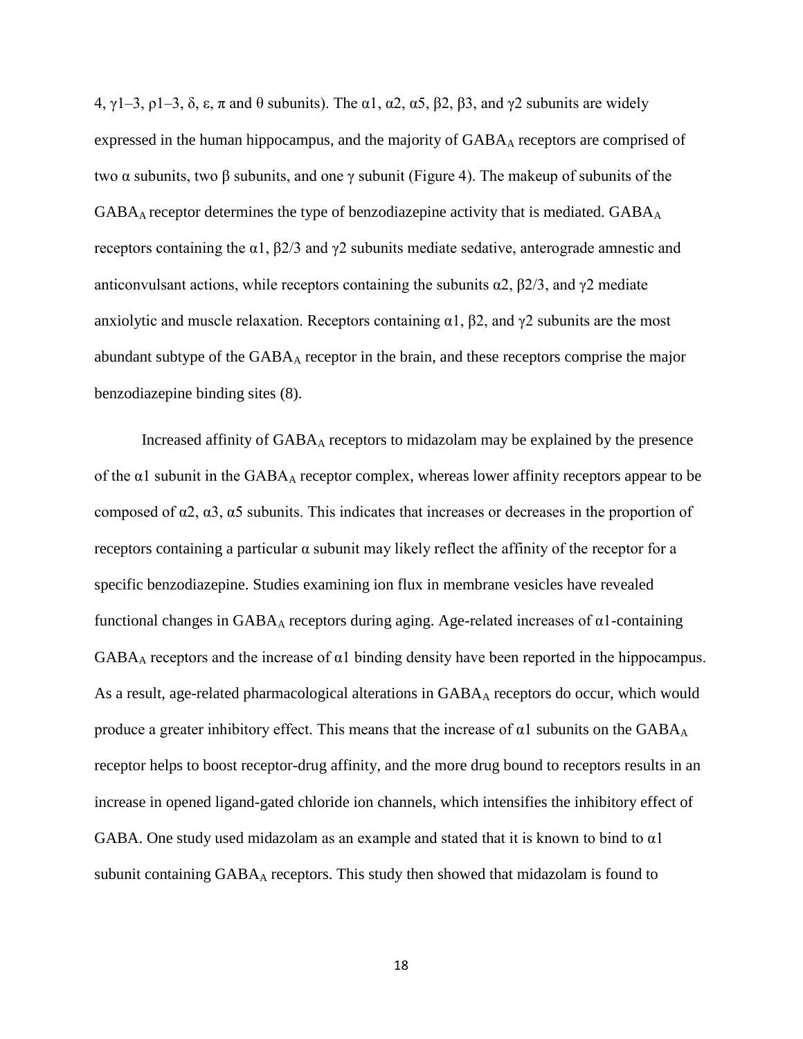4, γ1–3, ρ1–3, δ, ε, π and θ subunits). The α1, α2, α5, β2, β3, and γ2 subunits are widely expressed in the human hippocampus, and the majority of $GABA_A$ receptors are comprised of two α subunits, two β subunits, and one γ subunit (Figure 4). The makeup of subunits of the $GABA_A$ receptor determines the type of benzodiazepine activity that is mediated. $GABA_A$ receptors containing the α1, β2/3 and γ2 subunits mediate sedative, anterograde amnestic and anticonvulsant actions, while receptors containing the subunits α2, β2/3, and γ2 mediate anxiolytic and muscle relaxation. Receptors containing α1, β2, and γ2 subunits are the most abundant subtype of the $GABA_A$ receptor in the brain, and these receptors comprise the major benzodiazepine binding sites (8).

Increased affinity of $GABA_A$ receptors to midazolam may be explained by the presence of the α1 subunit in the $GABA_A$ receptor complex, whereas lower affinity receptors appear to be composed of α2, α3, α5 subunits. This indicates that increases or decreases in the proportion of receptors containing a particular α subunit may likely reflect the affinity of the receptor for a specific benzodiazepine. Studies examining ion flux in membrane vesicles have revealed functional changes in $GABA_A$ receptors during aging. Age-related increases of α1-containing $GABA_A$ receptors and the increase of α1 binding density have been reported in the hippocampus. As a result, age-related pharmacological alterations in $GABA_A$ receptors do occur, which would produce a greater inhibitory effect. This means that the increase of α1 subunits on the $GABA_A$ receptor helps to boost receptor-drug affinity, and the more drug bound to receptors results in an increase in opened ligand-gated chloride ion channels, which intensifies the inhibitory effect of GABA. One study used midazolam as an example and stated that it is known to bind to α1 subunit containing $GABA_A$ receptors. This study then showed that midazolam is found to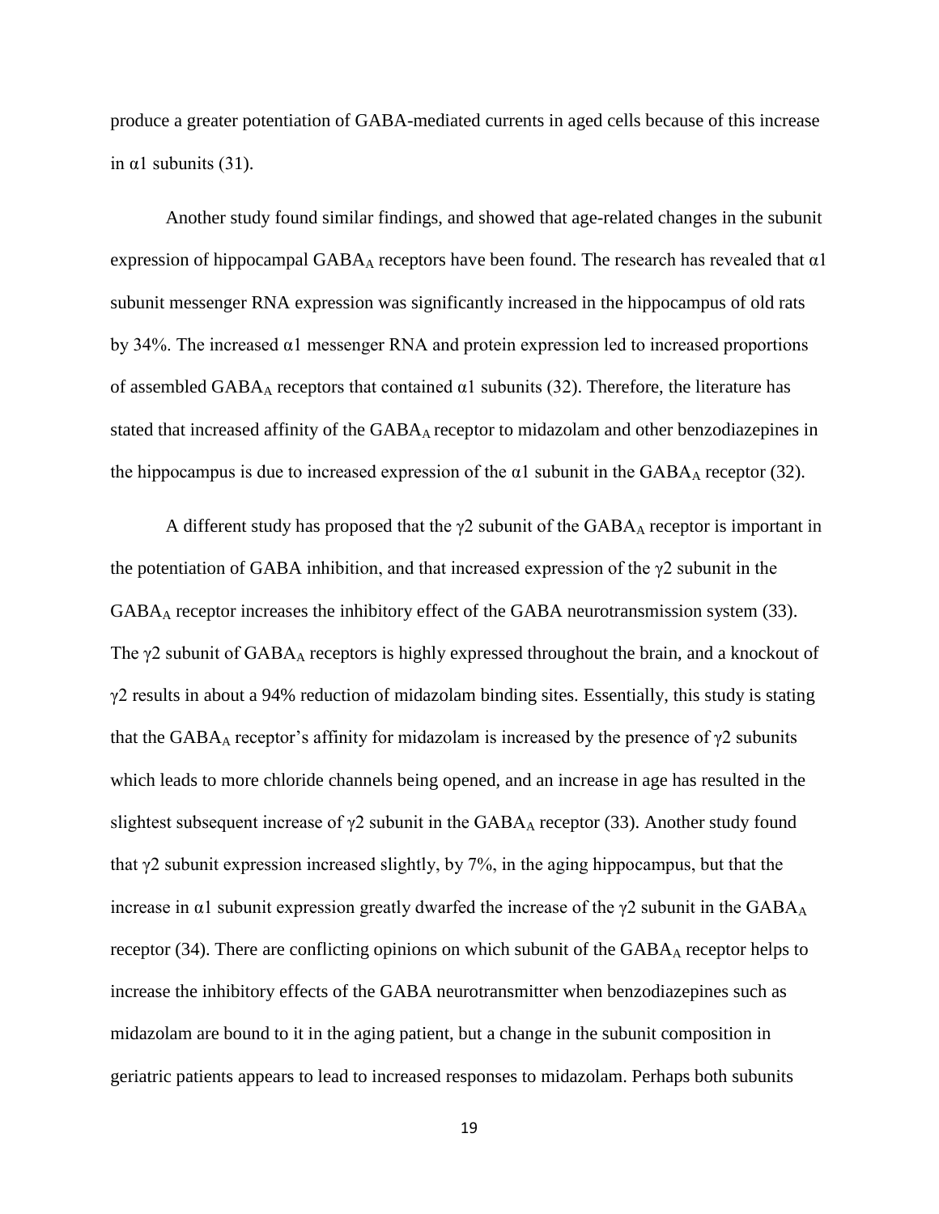produce a greater potentiation of GABA-mediated currents in aged cells because of this increase in α1 subunits (31).

Another study found similar findings, and showed that age-related changes in the subunit expression of hippocampal $GABA_A$ receptors have been found. The research has revealed that α1 subunit messenger RNA expression was significantly increased in the hippocampus of old rats by 34%. The increased α1 messenger RNA and protein expression led to increased proportions of assembled $GABA_A$ receptors that contained α1 subunits (32). Therefore, the literature has stated that increased affinity of the $GABA_A$ receptor to midazolam and other benzodiazepines in the hippocampus is due to increased expression of the α1 subunit in the $GABA_A$ receptor (32).

A different study has proposed that the γ2 subunit of the $GABA_A$ receptor is important in the potentiation of GABA inhibition, and that increased expression of the γ2 subunit in the $GABA_A$ receptor increases the inhibitory effect of the GABA neurotransmission system (33). The γ2 subunit of $GABA_A$ receptors is highly expressed throughout the brain, and a knockout of γ2 results in about a 94% reduction of midazolam binding sites. Essentially, this study is stating that the $GABA_A$ receptor's affinity for midazolam is increased by the presence of γ2 subunits which leads to more chloride channels being opened, and an increase in age has resulted in the slightest subsequent increase of γ2 subunit in the $GABA_A$ receptor (33). Another study found that γ2 subunit expression increased slightly, by 7%, in the aging hippocampus, but that the increase in α1 subunit expression greatly dwarfed the increase of the γ2 subunit in the $GABA_A$ receptor (34). There are conflicting opinions on which subunit of the $GABA_A$ receptor helps to increase the inhibitory effects of the GABA neurotransmitter when benzodiazepines such as midazolam are bound to it in the aging patient, but a change in the subunit composition in geriatric patients appears to lead to increased responses to midazolam. Perhaps both subunits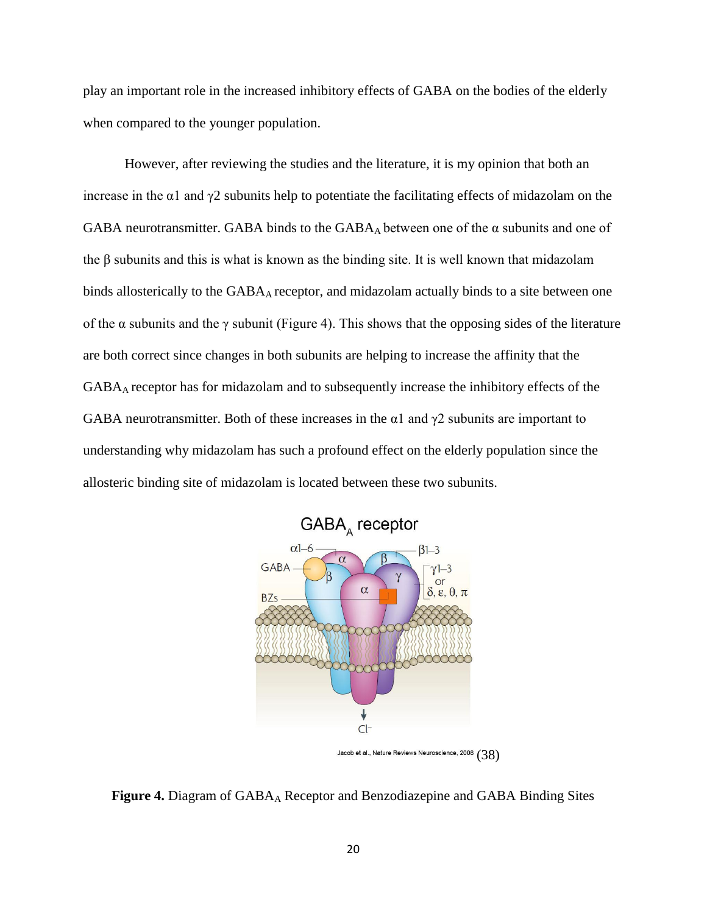play an important role in the increased inhibitory effects of GABA on the bodies of the elderly when compared to the younger population.

However, after reviewing the studies and the literature, it is my opinion that both an increase in the α1 and γ2 subunits help to potentiate the facilitating effects of midazolam on the GABA neurotransmitter. GABA binds to the $GABA_A$ between one of the α subunits and one of the β subunits and this is what is known as the binding site. It is well known that midazolam binds allosterically to the $GABA_A$ receptor, and midazolam actually binds to a site between one of the α subunits and the γ subunit (Figure 4). This shows that the opposing sides of the literature are both correct since changes in both subunits are helping to increase the affinity that the $GABA_A$ receptor has for midazolam and to subsequently increase the inhibitory effects of the GABA neurotransmitter. Both of these increases in the α1 and γ2 subunits are important to understanding why midazolam has such a profound effect on the elderly population since the allosteric binding site of midazolam is located between these two subunits.

Jacob et al., Nature Reviews Neuroscience, 2008 (38)

**Figure 4.** Diagram of $GABA_A$ Receptor and Benzodiazepine and GABA Binding Sites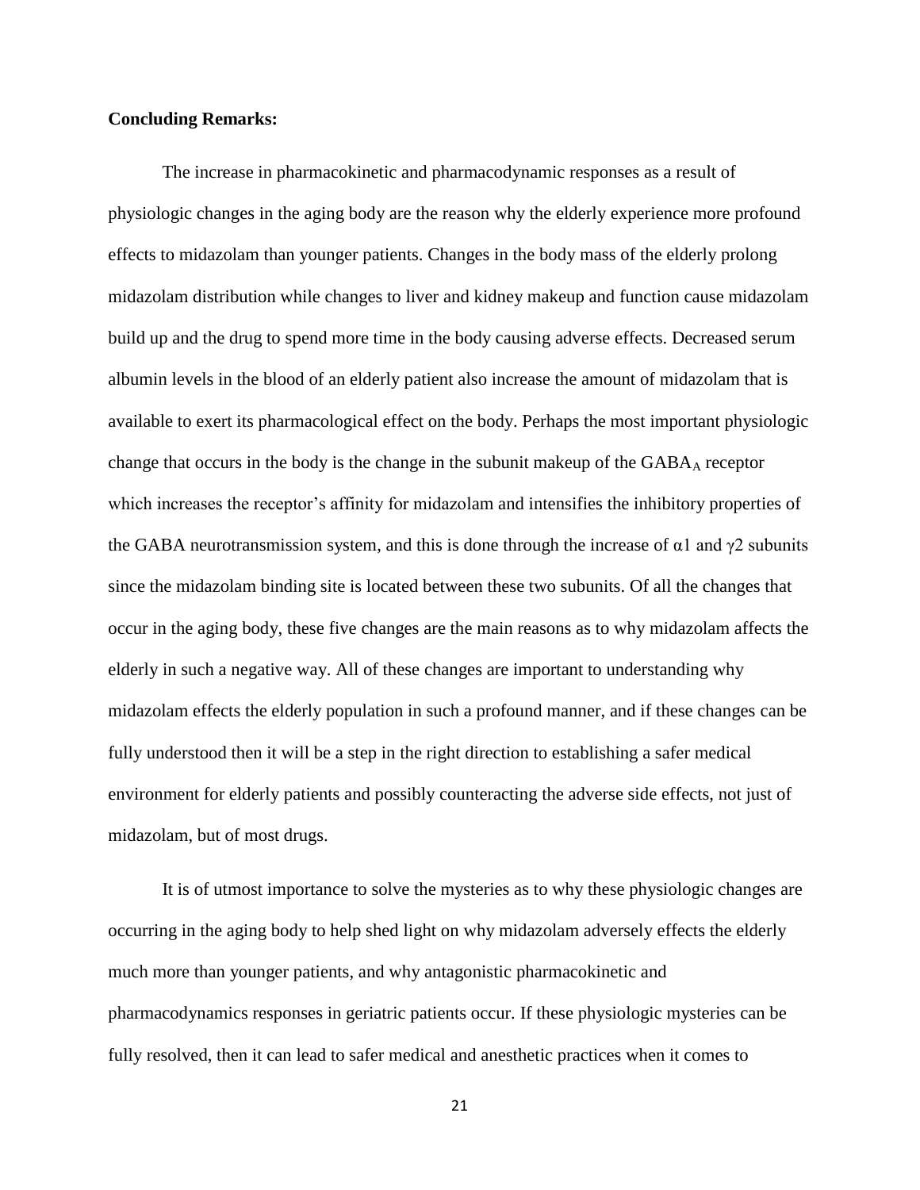**Concluding Remarks:**

The increase in pharmacokinetic and pharmacodynamic responses as a result of physiologic changes in the aging body are the reason why the elderly experience more profound effects to midazolam than younger patients. Changes in the body mass of the elderly prolong midazolam distribution while changes to liver and kidney makeup and function cause midazolam build up and the drug to spend more time in the body causing adverse effects. Decreased serum albumin levels in the blood of an elderly patient also increase the amount of midazolam that is available to exert its pharmacological effect on the body. Perhaps the most important physiologic change that occurs in the body is the change in the subunit makeup of the $GABA_A$ receptor which increases the receptor's affinity for midazolam and intensifies the inhibitory properties of the GABA neurotransmission system, and this is done through the increase of $\alpha 1$ and $\gamma 2$ subunits since the midazolam binding site is located between these two subunits. Of all the changes that occur in the aging body, these five changes are the main reasons as to why midazolam affects the elderly in such a negative way. All of these changes are important to understanding why midazolam effects the elderly population in such a profound manner, and if these changes can be fully understood then it will be a step in the right direction to establishing a safer medical environment for elderly patients and possibly counteracting the adverse side effects, not just of midazolam, but of most drugs.

It is of utmost importance to solve the mysteries as to why these physiologic changes are occurring in the aging body to help shed light on why midazolam adversely effects the elderly much more than younger patients, and why antagonistic pharmacokinetic and pharmacodynamics responses in geriatric patients occur. If these physiologic mysteries can be fully resolved, then it can lead to safer medical and anesthetic practices when it comes to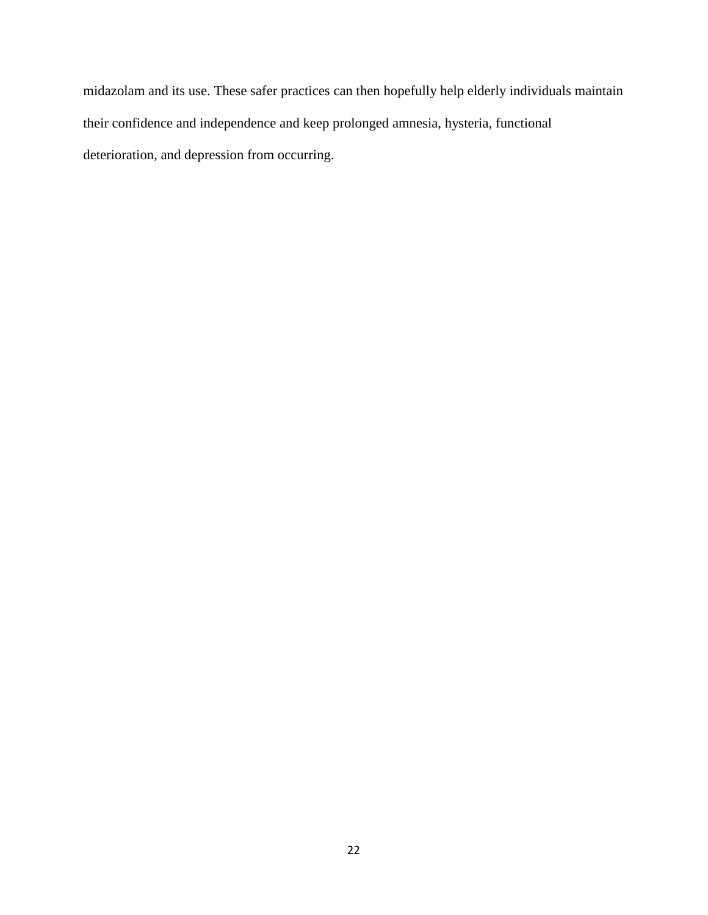midazolam and its use. These safer practices can then hopefully help elderly individuals maintain their confidence and independence and keep prolonged amnesia, hysteria, functional deterioration, and depression from occurring.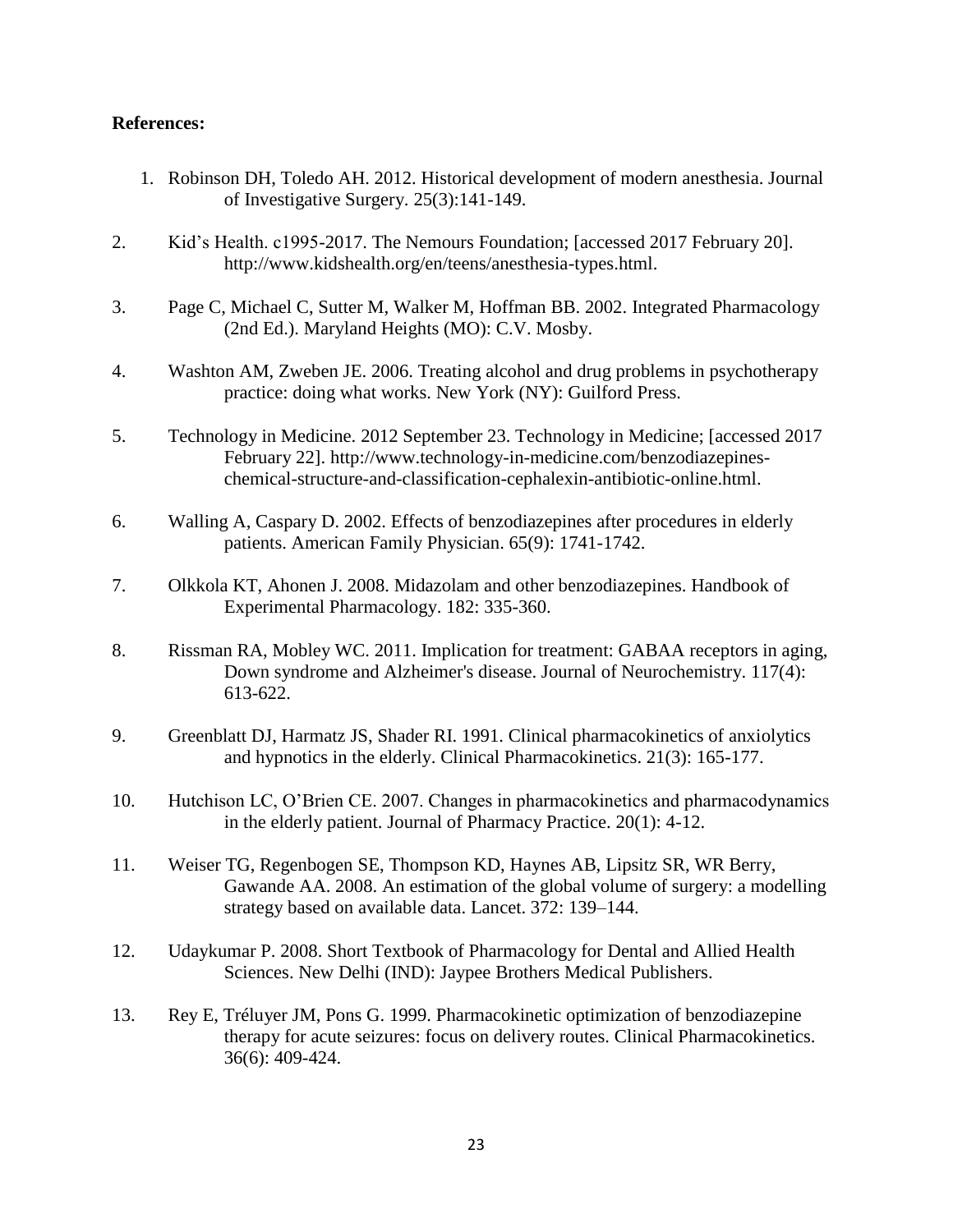**References:**

1. Robinson DH, Toledo AH. 2012. Historical development of modern anesthesia. Journal of Investigative Surgery. 25(3):141-149.
2. Kid's Health. c1995-2017. The Nemours Foundation; [accessed 2017 February 20]. http://www.kidshealth.org/en/teens/anesthesia-types.html.
3. Page C, Michael C, Sutter M, Walker M, Hoffman BB. 2002. Integrated Pharmacology (2nd Ed.). Maryland Heights (MO): C.V. Mosby.
4. Washton AM, Zweben JE. 2006. Treating alcohol and drug problems in psychotherapy practice: doing what works. New York (NY): Guilford Press.
5. Technology in Medicine. 2012 September 23. Technology in Medicine; [accessed 2017 February 22]. http://www.technology-in-medicine.com/benzodiazepines-chemical-structure-and-classification-cephalexin-antibiotic-online.html.
6. Walling A, Caspary D. 2002. Effects of benzodiazepines after procedures in elderly patients. American Family Physician. 65(9): 1741-1742.
7. Olkkola KT, Ahonen J. 2008. Midazolam and other benzodiazepines. Handbook of Experimental Pharmacology. 182: 335-360.
8. Rissman RA, Mobley WC. 2011. Implication for treatment: GABAA receptors in aging, Down syndrome and Alzheimer's disease. Journal of Neurochemistry. 117(4): 613-622.
9. Greenblatt DJ, Harmatz JS, Shader RI. 1991. Clinical pharmacokinetics of anxiolytics and hypnotics in the elderly. Clinical Pharmacokinetics. 21(3): 165-177.
10. Hutchison LC, O'Brien CE. 2007. Changes in pharmacokinetics and pharmacodynamics in the elderly patient. Journal of Pharmacy Practice. 20(1): 4-12.
11. Weiser TG, Regenbogen SE, Thompson KD, Haynes AB, Lipsitz SR, WR Berry, Gawande AA. 2008. An estimation of the global volume of surgery: a modelling strategy based on available data. Lancet. 372: 139–144.
12. Udaykumar P. 2008. Short Textbook of Pharmacology for Dental and Allied Health Sciences. New Delhi (IND): Jaypee Brothers Medical Publishers.
13. Rey E, Tréluyer JM, Pons G. 1999. Pharmacokinetic optimization of benzodiazepine therapy for acute seizures: focus on delivery routes. Clinical Pharmacokinetics. 36(6): 409-424.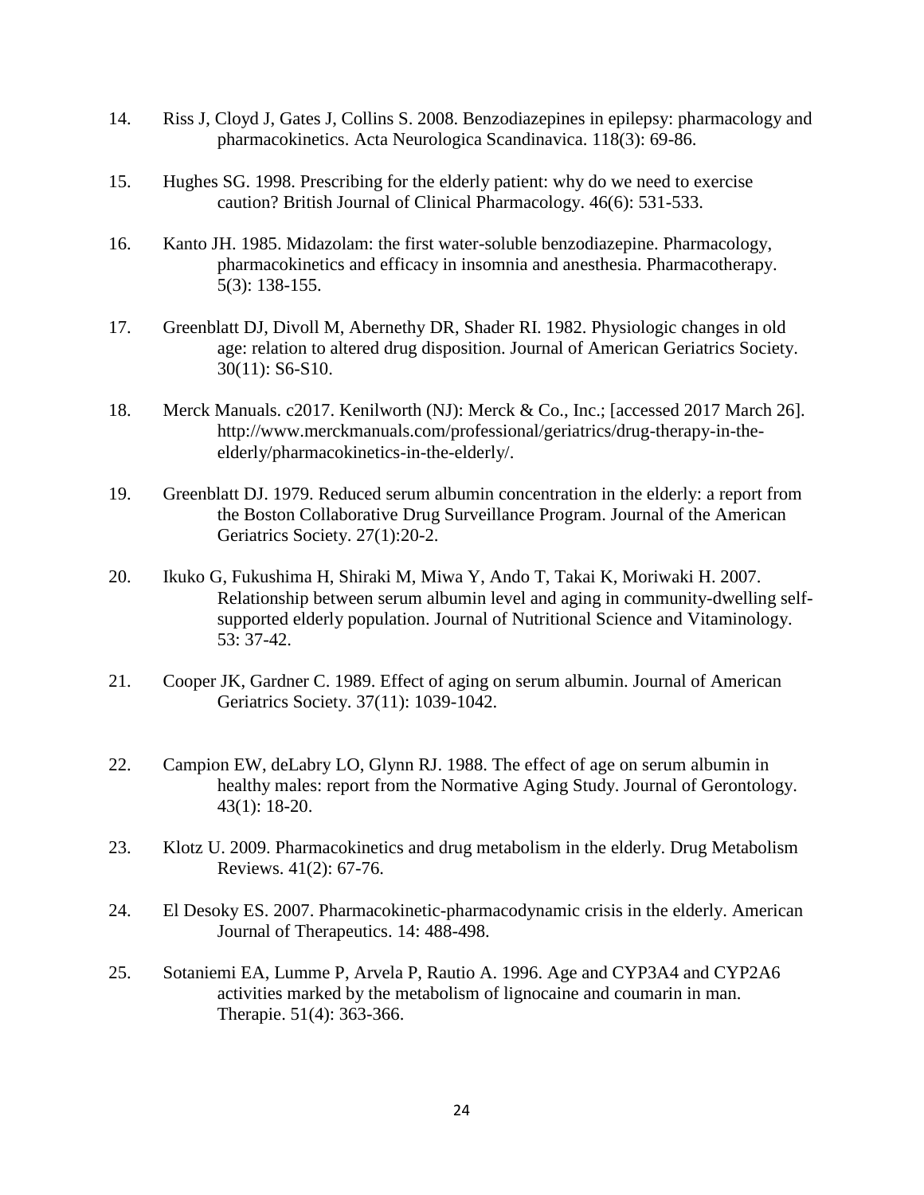14. Riss J, Cloyd J, Gates J, Collins S. 2008. Benzodiazepines in epilepsy: pharmacology and pharmacokinetics. Acta Neurologica Scandinavica. 118(3): 69-86.

15. Hughes SG. 1998. Prescribing for the elderly patient: why do we need to exercise caution? British Journal of Clinical Pharmacology. 46(6): 531-533.

16. Kanto JH. 1985. Midazolam: the first water-soluble benzodiazepine. Pharmacology, pharmacokinetics and efficacy in insomnia and anesthesia. Pharmacotherapy. 5(3): 138-155.

17. Greenblatt DJ, Divoll M, Abernethy DR, Shader RI. 1982. Physiologic changes in old age: relation to altered drug disposition. Journal of American Geriatrics Society. 30(11): S6-S10.

18. Merck Manuals. c2017. Kenilworth (NJ): Merck & Co., Inc.; [accessed 2017 March 26]. http://www.merckmanuals.com/professional/geriatrics/drug-therapy-in-the-elderly/pharmacokinetics-in-the-elderly/.

19. Greenblatt DJ. 1979. Reduced serum albumin concentration in the elderly: a report from the Boston Collaborative Drug Surveillance Program. Journal of the American Geriatrics Society. 27(1):20-2.

20. Ikuko G, Fukushima H, Shiraki M, Miwa Y, Ando T, Takai K, Moriwaki H. 2007. Relationship between serum albumin level and aging in community-dwelling self-supported elderly population. Journal of Nutritional Science and Vitaminology. 53: 37-42.

21. Cooper JK, Gardner C. 1989. Effect of aging on serum albumin. Journal of American Geriatrics Society. 37(11): 1039-1042.

22. Campion EW, deLabry LO, Glynn RJ. 1988. The effect of age on serum albumin in healthy males: report from the Normative Aging Study. Journal of Gerontology. 43(1): 18-20.

23. Klotz U. 2009. Pharmacokinetics and drug metabolism in the elderly. Drug Metabolism Reviews. 41(2): 67-76.

24. El Desoky ES. 2007. Pharmacokinetic-pharmacodynamic crisis in the elderly. American Journal of Therapeutics. 14: 488-498.

25. Sotaniemi EA, Lumme P, Arvela P, Rautio A. 1996. Age and CYP3A4 and CYP2A6 activities marked by the metabolism of lignocaine and coumarin in man. Therapie. 51(4): 363-366.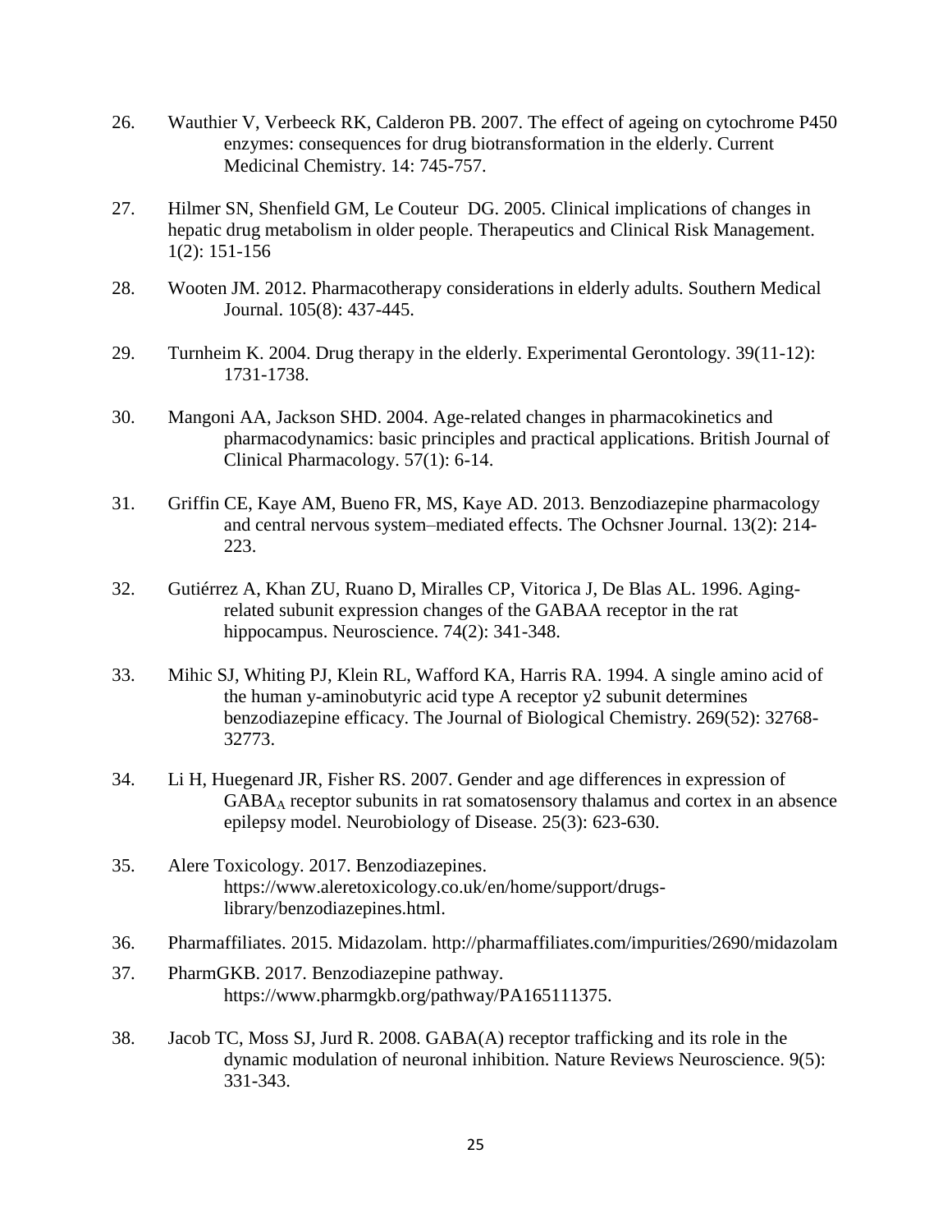26. Wauthier V, Verbeeck RK, Calderon PB. 2007. The effect of ageing on cytochrome P450 enzymes: consequences for drug biotransformation in the elderly. Current Medicinal Chemistry. 14: 745-757.

27. Hilmer SN, Shenfield GM, Le Couteur DG. 2005. Clinical implications of changes in hepatic drug metabolism in older people. Therapeutics and Clinical Risk Management. 1(2): 151-156

28. Wooten JM. 2012. Pharmacotherapy considerations in elderly adults. Southern Medical Journal. 105(8): 437-445.

29. Turnheim K. 2004. Drug therapy in the elderly. Experimental Gerontology. 39(11-12): 1731-1738.

30. Mangoni AA, Jackson SHD. 2004. Age-related changes in pharmacokinetics and pharmacodynamics: basic principles and practical applications. British Journal of Clinical Pharmacology. 57(1): 6-14.

31. Griffin CE, Kaye AM, Bueno FR, MS, Kaye AD. 2013. Benzodiazepine pharmacology and central nervous system–mediated effects. The Ochsner Journal. 13(2): 214-223.

32. Gutiérrez A, Khan ZU, Ruano D, Miralles CP, Vitorica J, De Blas AL. 1996. Aging-related subunit expression changes of the GABAA receptor in the rat hippocampus. Neuroscience. 74(2): 341-348.

33. Mihic SJ, Whiting PJ, Klein RL, Wafford KA, Harris RA. 1994. A single amino acid of the human y-aminobutyric acid type A receptor y2 subunit determines benzodiazepine efficacy. The Journal of Biological Chemistry. 269(52): 32768-32773.

34. Li H, Huegenard JR, Fisher RS. 2007. Gender and age differences in expression of $GABA_A$ receptor subunits in rat somatosensory thalamus and cortex in an absence epilepsy model. Neurobiology of Disease. 25(3): 623-630.

35. Alere Toxicology. 2017. Benzodiazepines. https://www.aleretoxicology.co.uk/en/home/support/drugs-library/benzodiazepines.html.

36. Pharmaffiliates. 2015. Midazolam. http://pharmaffiliates.com/impurities/2690/midazolam

37. PharmGKB. 2017. Benzodiazepine pathway. https://www.pharmgkb.org/pathway/PA165111375.

38. Jacob TC, Moss SJ, Jurd R. 2008. GABA(A) receptor trafficking and its role in the dynamic modulation of neuronal inhibition. Nature Reviews Neuroscience. 9(5): 331-343.